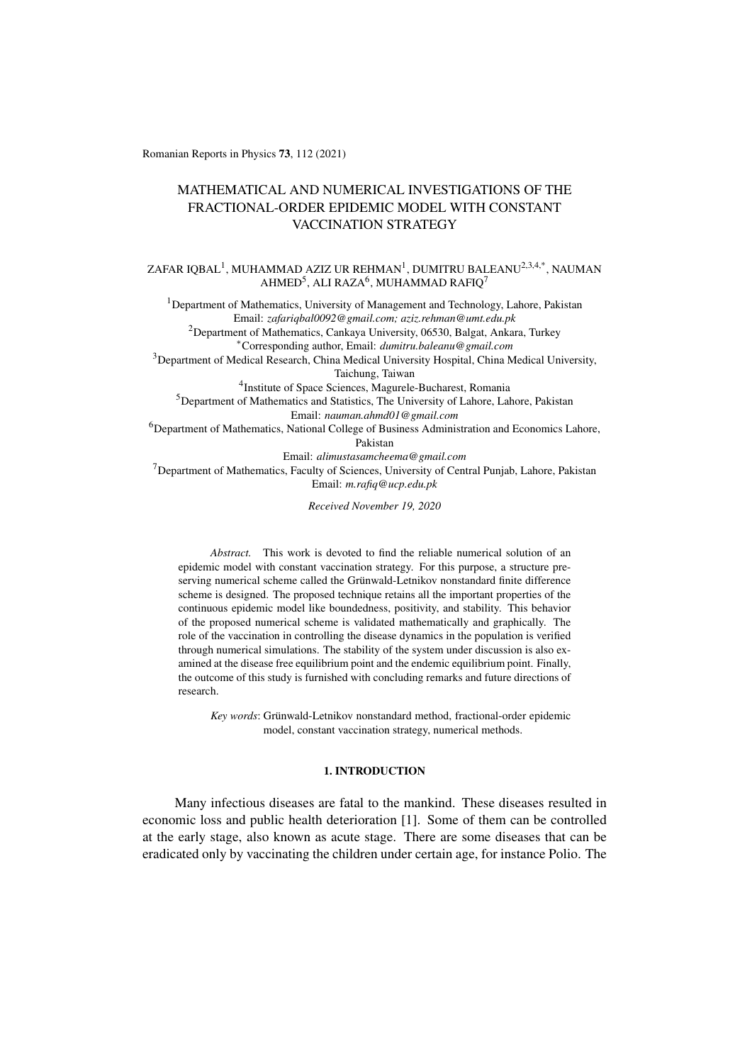Romanian Reports in Physics **73**, 112 (2021)

# MATHEMATICAL AND NUMERICAL INVESTIGATIONS OF THE FRACTIONAL-ORDER EPIDEMIC MODEL WITH CONSTANT VACCINATION STRATEGY

ZAFAR IQBAL[1], MUHAMMAD AZIZ UR REHMAN[1], DUMITRU BALEANU[2,3,4,*], NAUMAN AHMED[5], ALI RAZA[6], MUHAMMAD RAFIQ[7]

[1]Department of Mathematics, University of Management and Technology, Lahore, Pakistan
Email: *zafariqbal0092@gmail.com; aziz.rehman@umt.edu.pk*

[2]Department of Mathematics, Cankaya University, 06530, Balgat, Ankara, Turkey
[*]Corresponding author, Email: *dumitru.baleanu@gmail.com*

[3]Department of Medical Research, China Medical University Hospital, China Medical University, Taichung, Taiwan

[4]Institute of Space Sciences, Magurele-Bucharest, Romania

[5]Department of Mathematics and Statistics, The University of Lahore, Lahore, Pakistan
Email: *nauman.ahmd01@gmail.com*

[6]Department of Mathematics, National College of Business Administration and Economics Lahore, Pakistan
Email: *alimustasamcheema@gmail.com*

[7]Department of Mathematics, Faculty of Sciences, University of Central Punjab, Lahore, Pakistan
Email: *m.rafiq@ucp.edu.pk*

*Received November 19, 2020*

*Abstract.* This work is devoted to find the reliable numerical solution of an epidemic model with constant vaccination strategy. For this purpose, a structure preserving numerical scheme called the Grünwald-Letnikov nonstandard finite difference scheme is designed. The proposed technique retains all the important properties of the continuous epidemic model like boundedness, positivity, and stability. This behavior of the proposed numerical scheme is validated mathematically and graphically. The role of the vaccination in controlling the disease dynamics in the population is verified through numerical simulations. The stability of the system under discussion is also examined at the disease free equilibrium point and the endemic equilibrium point. Finally, the outcome of this study is furnished with concluding remarks and future directions of research.

*Key words*: Grünwald-Letnikov nonstandard method, fractional-order epidemic model, constant vaccination strategy, numerical methods.

## 1. INTRODUCTION

Many infectious diseases are fatal to the mankind. These diseases resulted in economic loss and public health deterioration [1]. Some of them can be controlled at the early stage, also known as acute stage. There are some diseases that can be eradicated only by vaccinating the children under certain age, for instance Polio. The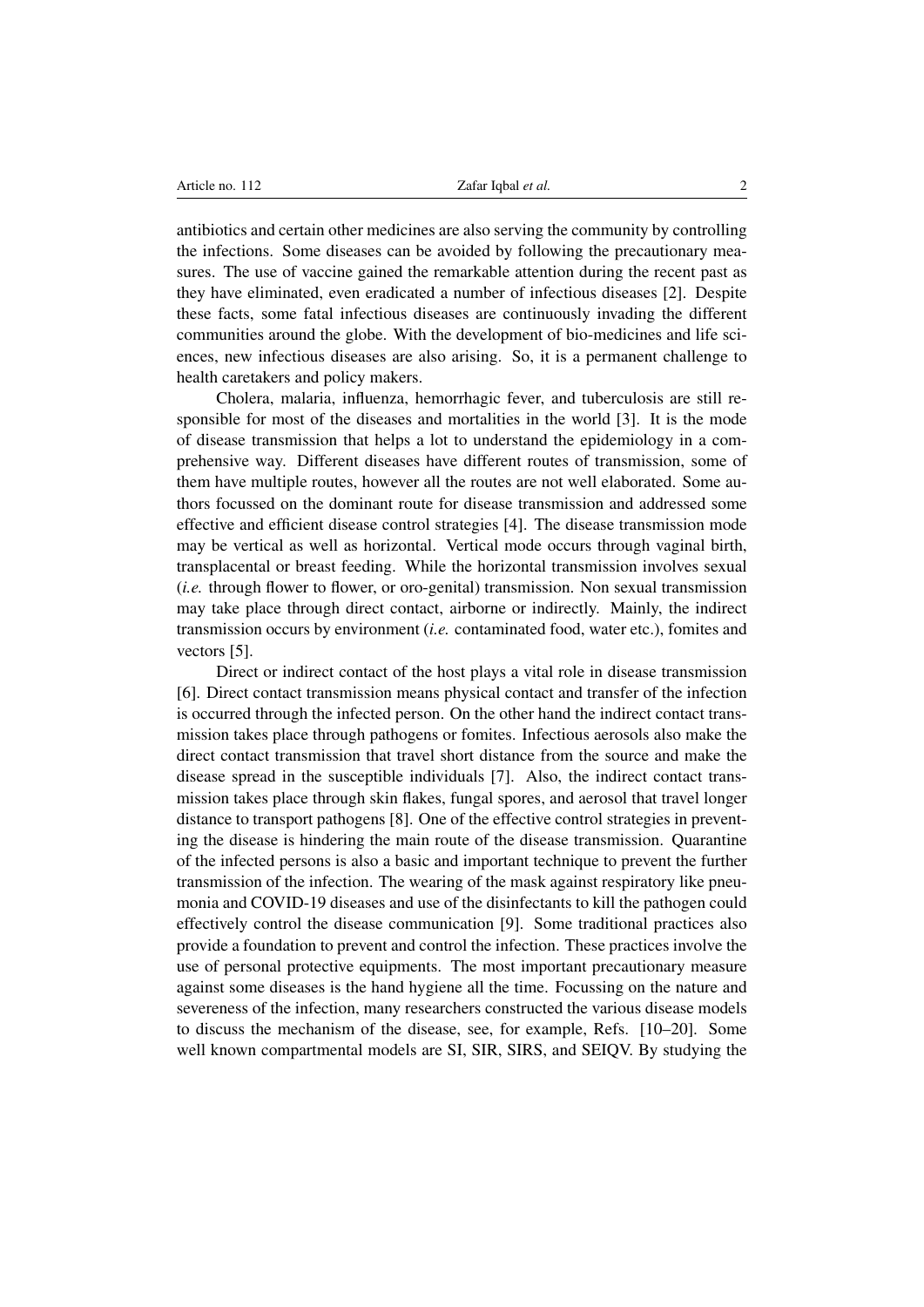antibiotics and certain other medicines are also serving the community by controlling the infections. Some diseases can be avoided by following the precautionary measures. The use of vaccine gained the remarkable attention during the recent past as they have eliminated, even eradicated a number of infectious diseases [2]. Despite these facts, some fatal infectious diseases are continuously invading the different communities around the globe. With the development of bio-medicines and life sciences, new infectious diseases are also arising. So, it is a permanent challenge to health caretakers and policy makers.

Cholera, malaria, influenza, hemorrhagic fever, and tuberculosis are still responsible for most of the diseases and mortalities in the world [3]. It is the mode of disease transmission that helps a lot to understand the epidemiology in a comprehensive way. Different diseases have different routes of transmission, some of them have multiple routes, however all the routes are not well elaborated. Some authors focussed on the dominant route for disease transmission and addressed some effective and efficient disease control strategies [4]. The disease transmission mode may be vertical as well as horizontal. Vertical mode occurs through vaginal birth, transplacental or breast feeding. While the horizontal transmission involves sexual (*i.e.* through flower to flower, or oro-genital) transmission. Non sexual transmission may take place through direct contact, airborne or indirectly. Mainly, the indirect transmission occurs by environment (*i.e.* contaminated food, water etc.), fomites and vectors [5].

Direct or indirect contact of the host plays a vital role in disease transmission [6]. Direct contact transmission means physical contact and transfer of the infection is occurred through the infected person. On the other hand the indirect contact transmission takes place through pathogens or fomites. Infectious aerosols also make the direct contact transmission that travel short distance from the source and make the disease spread in the susceptible individuals [7]. Also, the indirect contact transmission takes place through skin flakes, fungal spores, and aerosol that travel longer distance to transport pathogens [8]. One of the effective control strategies in preventing the disease is hindering the main route of the disease transmission. Quarantine of the infected persons is also a basic and important technique to prevent the further transmission of the infection. The wearing of the mask against respiratory like pneumonia and COVID-19 diseases and use of the disinfectants to kill the pathogen could effectively control the disease communication [9]. Some traditional practices also provide a foundation to prevent and control the infection. These practices involve the use of personal protective equipments. The most important precautionary measure against some diseases is the hand hygiene all the time. Focussing on the nature and havereness of the infection, many researchers constructed the various disease models to discuss the mechanism of the disease, see, for example, Refs. [10–20]. Some well known compartmental models are SI, SIR, SIRS, and SEIQV. By studying the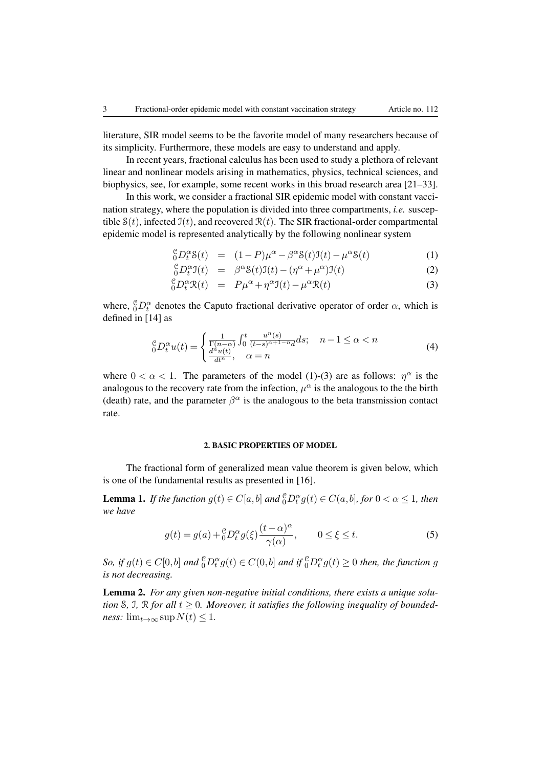literature, SIR model seems to be the favorite model of many researchers because of its simplicity. Furthermore, these models are easy to understand and apply.

In recent years, fractional calculus has been used to study a plethora of relevant linear and nonlinear models arising in mathematics, physics, technical sciences, and biophysics, see, for example, some recent works in this broad research area [21–33].

In this work, we consider a fractional SIR epidemic model with constant vaccination strategy, where the population is divided into three compartments, *i.e.* susceptible $\mathcal{S}(t)$, infected $\mathcal{I}(t)$, and recovered $\mathcal{R}(t)$. The SIR fractional-order compartmental epidemic model is represented analytically by the following nonlinear system

$$
\begin{aligned}
{}_0^{\mathcal{C}}D_t^{\alpha}\mathcal{S}(t) &= (1-P)\mu^{\alpha} - \beta^{\alpha}\mathcal{S}(t)\mathcal{I}(t) - \mu^{\alpha}\mathcal{S}(t) && (1)\\
{}_0^{\mathcal{C}}D_t^{\alpha}\mathcal{I}(t) &= \beta^{\alpha}\mathcal{S}(t)\mathcal{I}(t) - (\eta^{\alpha}+\mu^{\alpha})\mathcal{I}(t) && (2)\\
{}_0^{\mathcal{C}}D_t^{\alpha}\mathcal{R}(t) &= P\mu^{\alpha} + \eta^{\alpha}\mathcal{I}(t) - \mu^{\alpha}\mathcal{R}(t) && (3)
\end{aligned}
$$

where, ${}_0^{\mathcal{C}}D_t^{\alpha}$ denotes the Caputo fractional derivative operator of order $\alpha$, which is defined in [14] as

$$
{}_0^{\mathcal{C}}D_t^{\alpha}u(t) = \begin{cases} \frac{1}{\Gamma(n-\alpha)}\int_0^t \frac{u^n(s)}{(t-s)^{\alpha+1-n}d}ds; & n-1 \leq \alpha < n \\ \frac{d^n u(t)}{dt^n}, & \alpha = n \end{cases} \tag{4}
$$

where $0 < \alpha < 1$. The parameters of the model (1)-(3) are as follows: $\eta^{\alpha}$ is the analogous to the recovery rate from the infection, $\mu^{\alpha}$ is the analogous to the the birth (death) rate, and the parameter $\beta^{\alpha}$ is the analogous to the beta transmission contact rate.

## 2. BASIC PROPERTIES OF MODEL

The fractional form of generalized mean value theorem is given below, which is one of the fundamental results as presented in [16].

**Lemma 1.** *If the function $g(t) \in C[a,b]$ and ${}_0^{\mathcal{C}}D_t^{\alpha}g(t) \in C(a,b]$, for $0 < \alpha \leq 1$, then we have*

$$
g(t) = g(a) + {}_0^{\mathcal{C}}D_t^{\alpha}g(\xi)\frac{(t-\alpha)^{\alpha}}{\gamma(\alpha)}, \qquad 0 \leq \xi \leq t. \tag{5}
$$

*So, if $g(t) \in C[0,b]$ and ${}_0^{\mathcal{C}}D_t^{\alpha}g(t) \in C(0,b]$ and if ${}_0^{\mathcal{C}}D_t^{\alpha}g(t) \geq 0$ then, the function $g$ is not decreasing.*

**Lemma 2.** *For any given non-negative initial conditions, there exists a unique solution $\mathcal{S}$, $\mathcal{I}$, $\mathcal{R}$ for all $t \geq 0$. Moreover, it satisfies the following inequality of boundedness: $\lim_{t\to\infty}\sup N(t) \leq 1$.*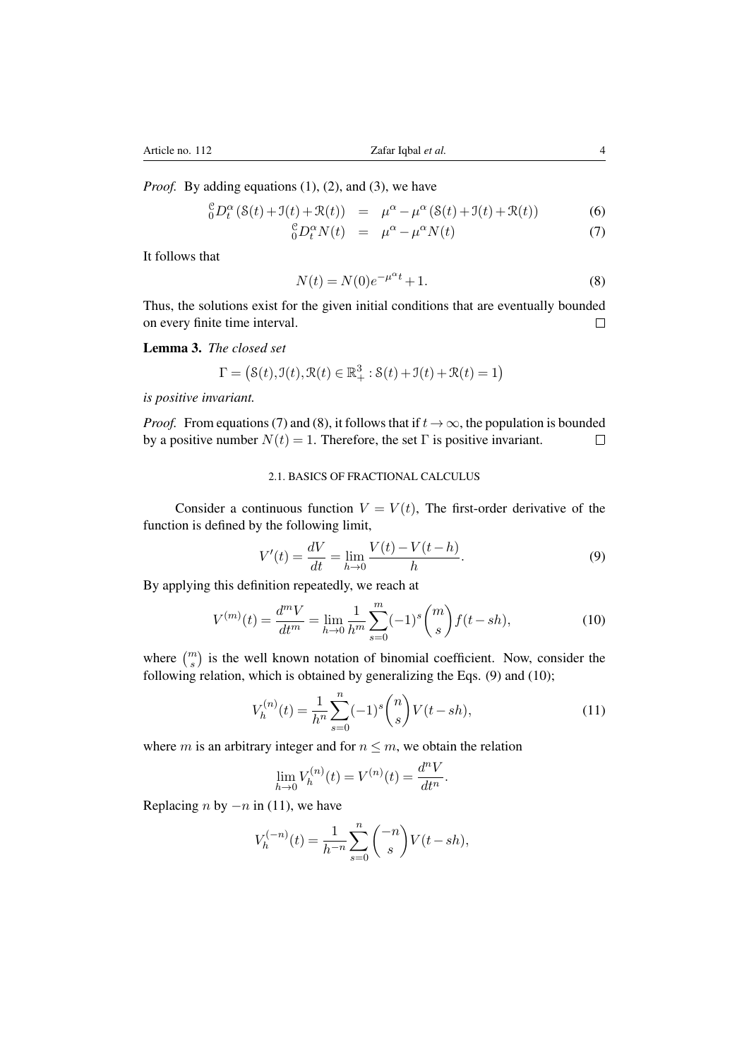*Proof.* By adding equations (1), (2), and (3), we have

$$
\begin{aligned}
{}_0^{\mathcal{C}}D_t^{\alpha}\left(\mathcal{S}(t)+\mathcal{I}(t)+\mathcal{R}(t)\right) &= \mu^{\alpha}-\mu^{\alpha}\left(\mathcal{S}(t)+\mathcal{I}(t)+\mathcal{R}(t)\right) \quad (6)\\
{}_0^{\mathcal{C}}D_t^{\alpha}N(t) &= \mu^{\alpha}-\mu^{\alpha}N(t) \quad (7)
\end{aligned}
$$

It follows that

$$
N(t) = N(0)e^{-\mu^{\alpha}t}+1. \tag{8}
$$

Thus, the solutions exist for the given initial conditions that are eventually bounded on every finite time interval. □

**Lemma 3.** *The closed set*

$$
\Gamma = \left(\mathcal{S}(t),\mathcal{I}(t),\mathcal{R}(t)\in\mathbb{R}_+^3 : \mathcal{S}(t)+\mathcal{I}(t)+\mathcal{R}(t)=1\right)
$$

*is positive invariant.*

*Proof.* From equations (7) and (8), it follows that if $t\to\infty$, the population is bounded by a positive number $N(t)=1$. Therefore, the set $\Gamma$ is positive invariant. □

### 2.1. BASICS OF FRACTIONAL CALCULUS

Consider a continuous function $V = V(t)$, The first-order derivative of the function is defined by the following limit,

$$
V'(t) = \frac{dV}{dt} = \lim_{h\to 0}\frac{V(t)-V(t-h)}{h}. \tag{9}
$$

By applying this definition repeatedly, we reach at

$$
V^{(m)}(t) = \frac{d^mV}{dt^m} = \lim_{h\to 0}\frac{1}{h^m}\sum_{s=0}^{m}(-1)^s\binom{m}{s}f(t-sh), \tag{10}
$$

where $\binom{m}{s}$ is the well known notation of binomial coefficient. Now, consider the following relation, which is obtained by generalizing the Eqs. (9) and (10);

$$
V_h^{(n)}(t) = \frac{1}{h^n}\sum_{s=0}^{n}(-1)^s\binom{n}{s}V(t-sh), \tag{11}
$$

where $m$ is an arbitrary integer and for $n\le m$, we obtain the relation

$$
\lim_{h\to 0}V_h^{(n)}(t) = V^{(n)}(t) = \frac{d^nV}{dt^n}.
$$

Replacing $n$ by $-n$ in (11), we have

$$
V_h^{(-n)}(t) = \frac{1}{h^{-n}}\sum_{s=0}^{n}\binom{-n}{s}V(t-sh),
$$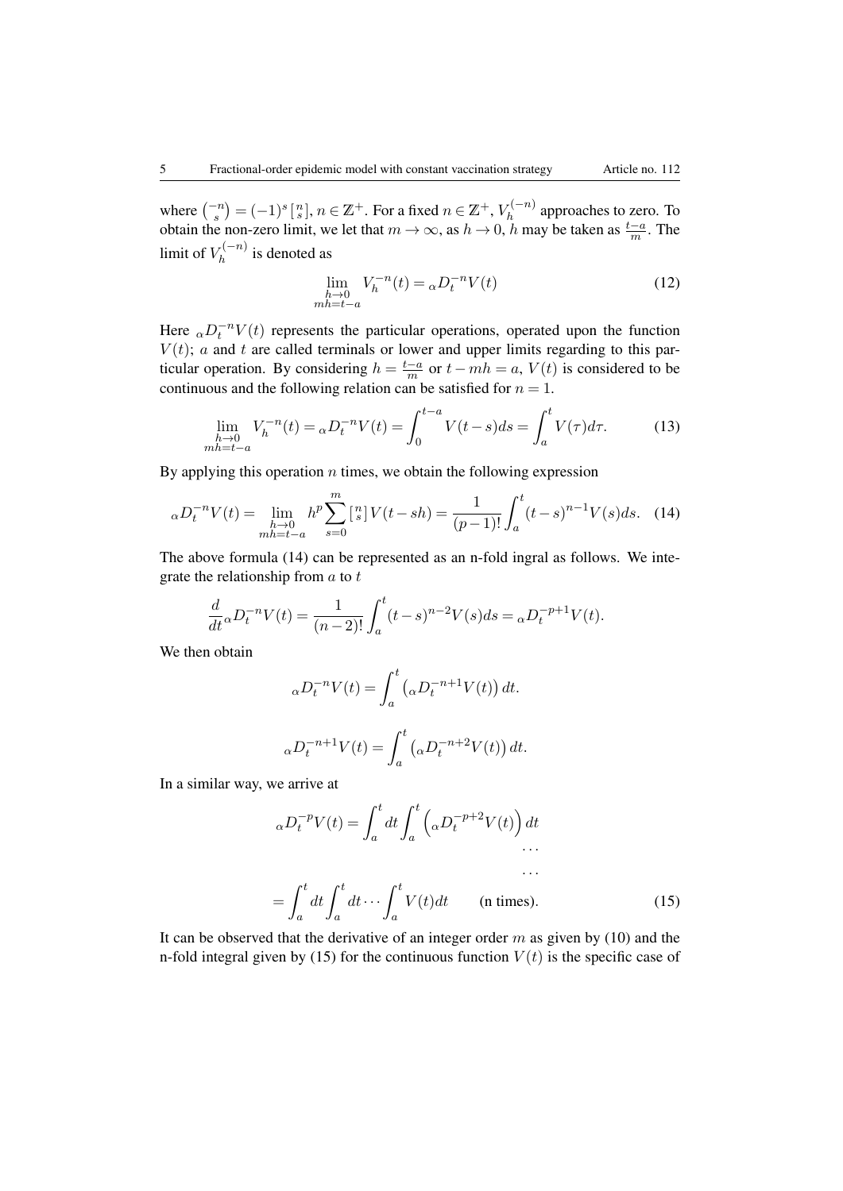where $\binom{-n}{s} = (-1)^s \left[{n \atop s}\right]$, $n \in \mathbb{Z}^+$. For a fixed $n \in \mathbb{Z}^+$, $V_h^{(-n)}$ approaches to zero. To obtain the non-zero limit, we let that $m \to \infty$, as $h \to 0$, $h$ may be taken as $\frac{t-a}{m}$. The limit of $V_h^{(-n)}$ is denoted as

$$\lim_{\substack{h\to 0\\ mh=t-a}} V_h^{-n}(t) = {}_{\alpha}D_t^{-n}V(t) \tag{12}$$

Here ${}_{\alpha}D_t^{-n}V(t)$ represents the particular operations, operated upon the function $V(t)$; $a$ and $t$ are called terminals or lower and upper limits regarding to this particular operation. By considering $h = \frac{t-a}{m}$ or $t - mh = a$, $V(t)$ is considered to be continuous and the following relation can be satisfied for $n = 1$.

$$\lim_{\substack{h\to 0\\ mh=t-a}} V_h^{-n}(t) = {}_{\alpha}D_t^{-n}V(t) = \int_0^{t-a} V(t-s)ds = \int_a^t V(\tau)d\tau. \tag{13}$$

By applying this operation $n$ times, we obtain the following expression

$${}_{\alpha}D_t^{-n}V(t) = \lim_{\substack{h\to 0\\ mh=t-a}} h^p \sum_{s=0}^{m} \left[{n \atop s}\right] V(t-sh) = \frac{1}{(p-1)!}\int_a^t (t-s)^{n-1}V(s)ds. \tag{14}$$

The above formula (14) can be represented as an n-fold ingral as follows. We integrate the relationship from $a$ to $t$

$$\frac{d}{dt}{}_{\alpha}D_t^{-n}V(t) = \frac{1}{(n-2)!}\int_a^t (t-s)^{n-2}V(s)ds = {}_{\alpha}D_t^{-p+1}V(t).$$

We then obtain

$${}_{\alpha}D_t^{-n}V(t) = \int_a^t \left({}_{\alpha}D_t^{-n+1}V(t)\right)dt.$$

$${}_{\alpha}D_t^{-n+1}V(t) = \int_a^t \left({}_{\alpha}D_t^{-n+2}V(t)\right)dt.$$

In a similar way, we arrive at

$$\begin{aligned}
{}_{\alpha}D_t^{-p}V(t) &= \int_a^t dt \int_a^t \left({}_{\alpha}D_t^{-p+2}V(t)\right)dt \\
&\qquad\qquad\qquad\qquad\qquad \cdots \\
&\qquad\qquad\qquad\qquad\qquad \cdots \\
&= \int_a^t dt \int_a^t dt \cdots \int_a^t V(t)dt \qquad \text{(n times).}
\end{aligned} \tag{15}$$

It can be observed that the derivative of an integer order $m$ as given by (10) and the n-fold integral given by (15) for the continuous function $V(t)$ is the specific case of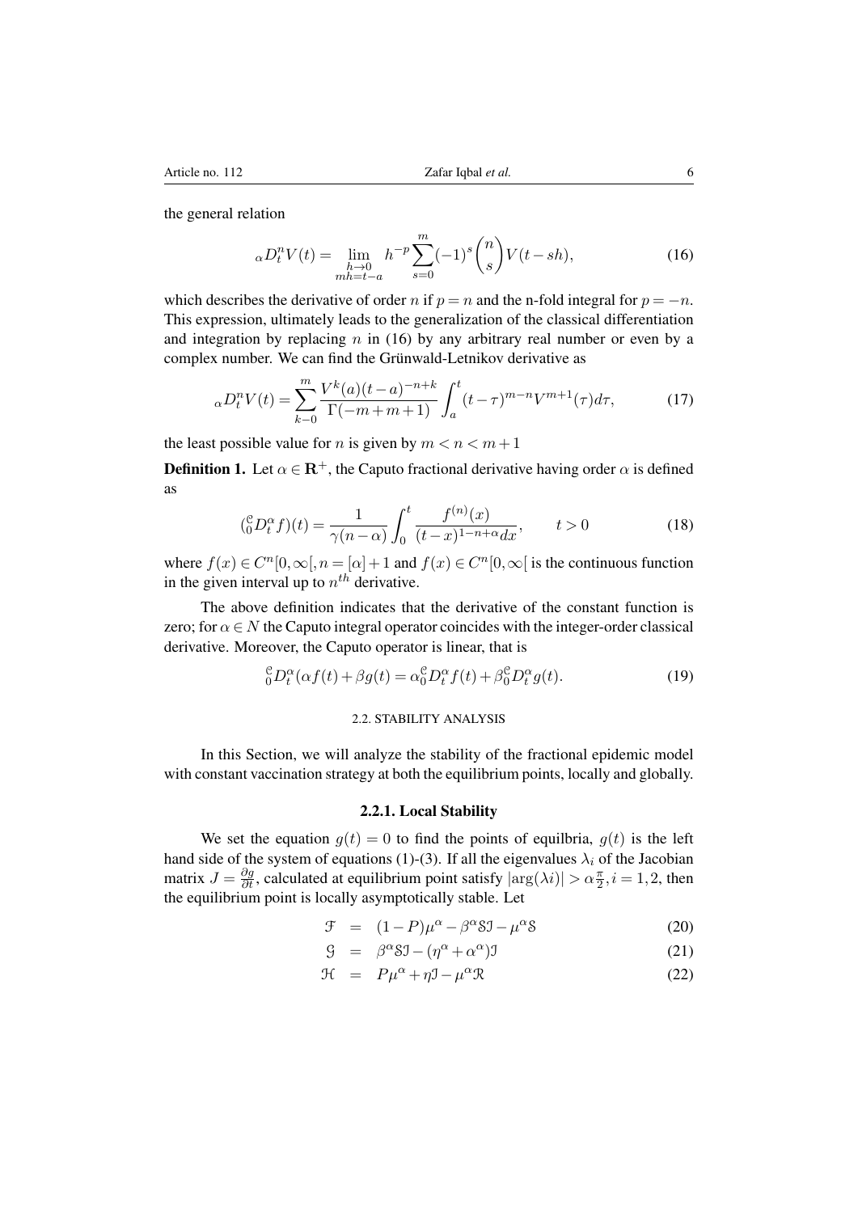the general relation

$$
{}_{\alpha}D_t^n V(t) = \lim_{\substack{h\to 0\\ mh=t-a}} h^{-p}\sum_{s=0}^{m}(-1)^s\binom{n}{s}V(t-sh), \tag{16}
$$

which describes the derivative of order $n$ if $p = n$ and the n-fold integral for $p = -n$. This expression, ultimately leads to the generalization of the classical differentiation and integration by replacing $n$ in (16) by any arbitrary real number or even by a complex number. We can find the Grünwald-Letnikov derivative as

$$
{}_{\alpha}D_t^n V(t) = \sum_{k-0}^{m} \frac{V^k(a)(t-a)^{-n+k}}{\Gamma(-m+m+1)} \int_a^t (t-\tau)^{m-n} V^{m+1}(\tau)d\tau, \tag{17}
$$

the least possible value for $n$ is given by $m < n < m+1$

**Definition 1.** Let $\alpha \in \mathbf{R}^+$, the Caputo fractional derivative having order $\alpha$ is defined as

$$
({}_0^{\mathcal{C}}D_t^{\alpha} f)(t) = \frac{1}{\gamma(n-\alpha)} \int_0^t \frac{f^{(n)}(x)}{(t-x)^{1-n+\alpha}dx}, \qquad t > 0 \tag{18}
$$

where $f(x) \in C^n[0,\infty[, n = [\alpha]+1$ and $f(x) \in C^n[0,\infty[$ is the continuous function in the given interval up to $n^{th}$ derivative.

The above definition indicates that the derivative of the constant function is zero; for $\alpha \in N$ the Caputo integral operator coincides with the integer-order classical derivative. Moreover, the Caputo operator is linear, that is

$$
{}_0^{\mathcal{C}}D_t^{\alpha}(\alpha f(t) + \beta g(t)) = \alpha {}_0^{\mathcal{C}}D_t^{\alpha} f(t) + \beta {}_0^{\mathcal{C}}D_t^{\alpha} g(t). \tag{19}
$$

## 2.2. STABILITY ANALYSIS

In this Section, we will analyze the stability of the fractional epidemic model with constant vaccination strategy at both the equilibrium points, locally and globally.

### 2.2.1. Local Stability

We set the equation $g(t) = 0$ to find the points of equilbria, $g(t)$ is the left hand side of the system of equations (1)-(3). If all the eigenvalues $\lambda_i$ of the Jacobian matrix $J = \frac{\partial g}{\partial t}$, calculated at equilibrium point satisfy $|\arg(\lambda i)| > \alpha\frac{\pi}{2}, i = 1,2$, then the equilibrium point is locally asymptotically stable. Let

$$
\mathcal{F} = (1-P)\mu^{\alpha} - \beta^{\alpha}\mathcal{S}\mathcal{I} - \mu^{\alpha}\mathcal{S} \tag{20}
$$

$$
\mathcal{G} = \beta^{\alpha}\mathcal{S}\mathcal{I} - (\eta^{\alpha} + \alpha^{\alpha})\mathcal{I} \tag{21}
$$

$$
\mathcal{H} = P\mu^{\alpha} + \eta\mathcal{I} - \mu^{\alpha}\mathcal{R} \tag{22}
$$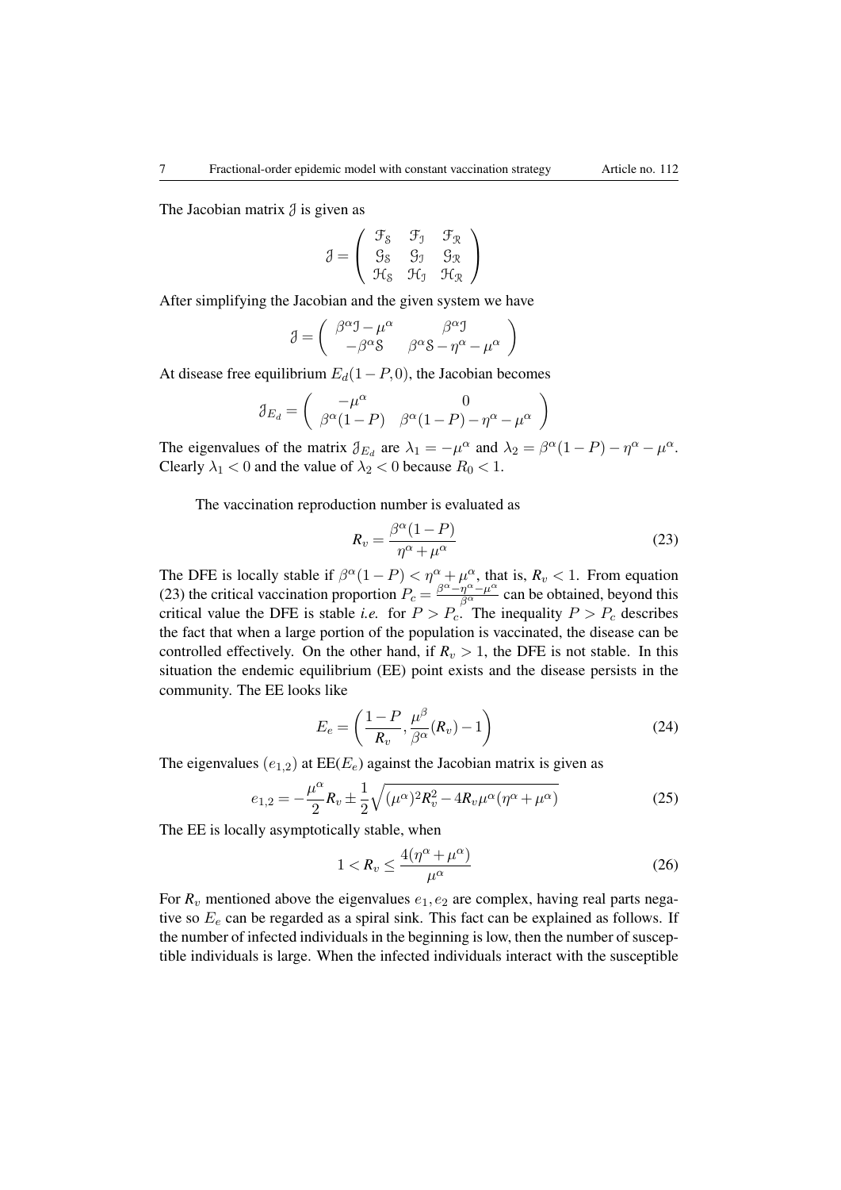The Jacobian matrix $\mathcal{J}$ is given as

$$\mathcal{J} = \begin{pmatrix} \mathcal{F}_{\mathcal{S}} & \mathcal{F}_{\mathcal{I}} & \mathcal{F}_{\mathcal{R}} \\ \mathcal{G}_{\mathcal{S}} & \mathcal{G}_{\mathcal{I}} & \mathcal{G}_{\mathcal{R}} \\ \mathcal{H}_{\mathcal{S}} & \mathcal{H}_{\mathcal{I}} & \mathcal{H}_{\mathcal{R}} \end{pmatrix}$$

After simplifying the Jacobian and the given system we have

$$\mathcal{J} = \begin{pmatrix} \beta^{\alpha}\mathcal{I} - \mu^{\alpha} & \beta^{\alpha}\mathcal{I} \\ -\beta^{\alpha}\mathcal{S} & \beta^{\alpha}\mathcal{S} - \eta^{\alpha} - \mu^{\alpha} \end{pmatrix}$$

At disease free equilibrium $E_d(1-P, 0)$, the Jacobian becomes

$$\mathcal{J}_{E_d} = \begin{pmatrix} -\mu^{\alpha} & 0 \\ \beta^{\alpha}(1-P) & \beta^{\alpha}(1-P) - \eta^{\alpha} - \mu^{\alpha} \end{pmatrix}$$

The eigenvalues of the matrix $\mathcal{J}_{E_d}$ are $\lambda_1 = -\mu^{\alpha}$ and $\lambda_2 = \beta^{\alpha}(1-P) - \eta^{\alpha} - \mu^{\alpha}$. Clearly $\lambda_1 < 0$ and the value of $\lambda_2 < 0$ because $R_0 < 1$.

The vaccination reproduction number is evaluated as

$$R_v = \frac{\beta^{\alpha}(1-P)}{\eta^{\alpha} + \mu^{\alpha}} \tag{23}$$

The DFE is locally stable if $\beta^{\alpha}(1-P) < \eta^{\alpha} + \mu^{\alpha}$, that is, $R_v < 1$. From equation (23) the critical vaccination proportion $P_c = \frac{\beta^{\alpha} - \eta^{\alpha} - \mu^{\alpha}}{\beta^{\alpha}}$ can be obtained, beyond this critical value the DFE is stable *i.e.* for $P > P_c$. The inequality $P > P_c$ describes the fact that when a large portion of the population is vaccinated, the disease can be controlled effectively. On the other hand, if $R_v > 1$, the DFE is not stable. In this situation the endemic equilibrium (EE) point exists and the disease persists in the community. The EE looks like

$$E_e = \left( \frac{1-P}{R_v}, \frac{\mu^{\beta}}{\beta^{\alpha}}(R_v) - 1 \right) \tag{24}$$

The eigenvalues $(e_{1,2})$ at EE$(E_e)$ against the Jacobian matrix is given as

$$e_{1,2} = -\frac{\mu^{\alpha}}{2} R_v \pm \frac{1}{2}\sqrt{(\mu^{\alpha})^2 R_v^2 - 4R_v \mu^{\alpha}(\eta^{\alpha} + \mu^{\alpha})} \tag{25}$$

The EE is locally asymptotically stable, when

$$1 < R_v \leq \frac{4(\eta^{\alpha} + \mu^{\alpha})}{\mu^{\alpha}} \tag{26}$$

For $R_v$ mentioned above the eigenvalues $e_1, e_2$ are complex, having real parts negative so $E_e$ can be regarded as a spiral sink. This fact can be explained as follows. If the number of infected individuals in the beginning is low, then the number of susceptible individuals is large. When the infected individuals interact with the susceptible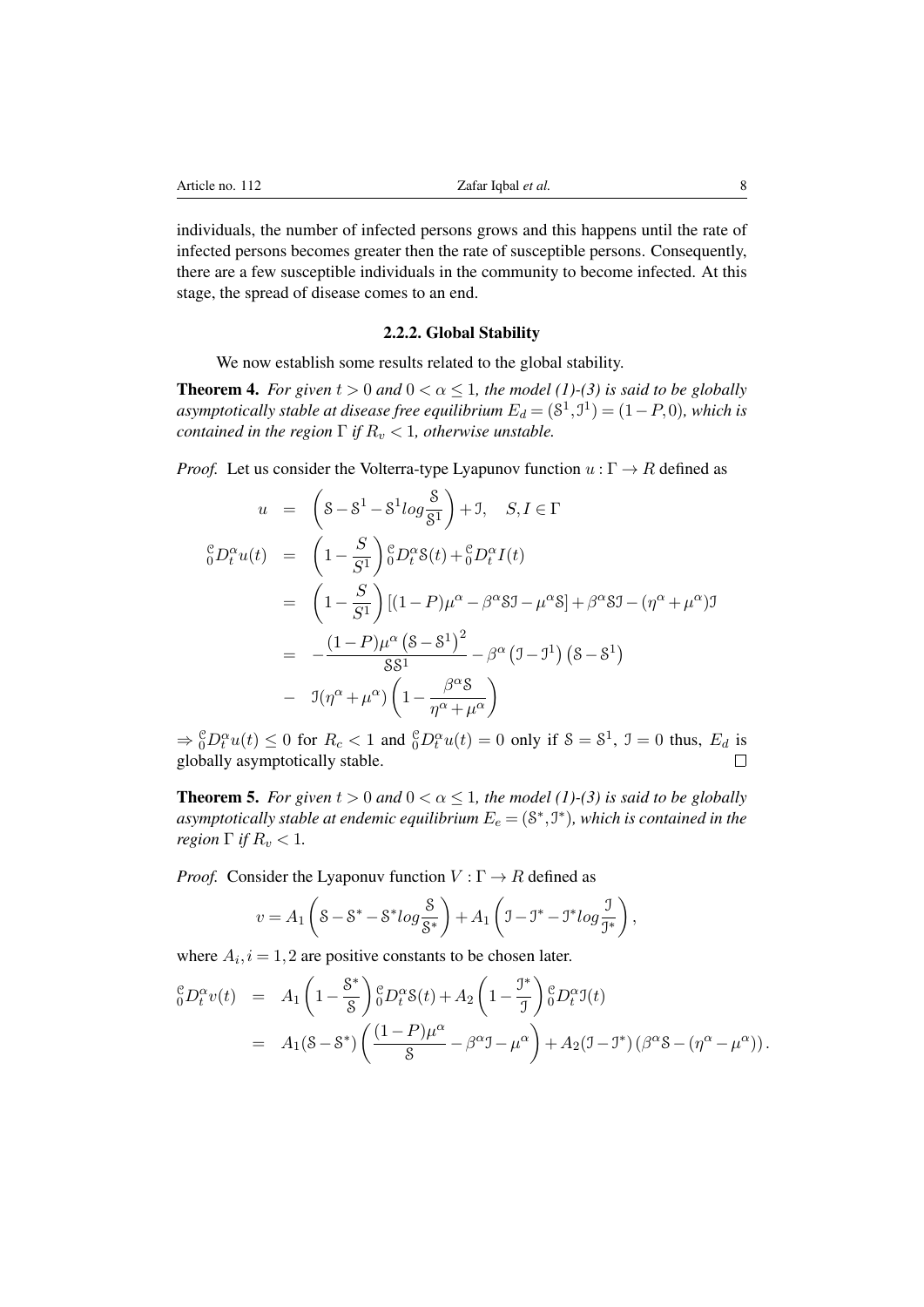individuals, the number of infected persons grows and this happens until the rate of infected persons becomes greater then the rate of susceptible persons. Consequently, there are a few susceptible individuals in the community to become infected. At this stage, the spread of disease comes to an end.

### 2.2.2. Global Stability

We now establish some results related to the global stability.

**Theorem 4.** *For given $t > 0$ and $0 < \alpha \leq 1$, the model (1)-(3) is said to be globally asymptotically stable at disease free equilibrium $E_d = (\mathcal{S}^1, \mathcal{I}^1) = (1-P, 0)$, which is contained in the region $\Gamma$ if $R_v < 1$, otherwise unstable.*

*Proof.* Let us consider the Volterra-type Lyapunov function $u : \Gamma \to R$ defined as

$$
\begin{aligned}
u &= \left(\mathcal{S} - \mathcal{S}^1 - \mathcal{S}^1 log\frac{\mathcal{S}}{\mathcal{S}^1}\right) + \mathcal{I}, \quad S, I \in \Gamma \\
{}_0^{\mathcal{C}}D_t^{\alpha} u(t) &= \left(1 - \frac{S}{S^1}\right) {}_0^{\mathcal{C}}D_t^{\alpha}\mathcal{S}(t) + {}_0^{\mathcal{C}}D_t^{\alpha} I(t) \\
&= \left(1 - \frac{S}{S^1}\right)\left[(1-P)\mu^{\alpha} - \beta^{\alpha}\mathcal{S}\mathcal{I} - \mu^{\alpha}\mathcal{S}\right] + \beta^{\alpha}\mathcal{S}\mathcal{I} - (\eta^{\alpha} + \mu^{\alpha})\mathcal{I} \\
&= -\frac{(1-P)\mu^{\alpha}\left(\mathcal{S} - \mathcal{S}^1\right)^2}{\mathcal{S}\mathcal{S}^1} - \beta^{\alpha}\left(\mathcal{I} - \mathcal{I}^1\right)\left(\mathcal{S} - \mathcal{S}^1\right) \\
&- \mathcal{I}(\eta^{\alpha} + \mu^{\alpha})\left(1 - \frac{\beta^{\alpha}\mathcal{S}}{\eta^{\alpha} + \mu^{\alpha}}\right)
\end{aligned}
$$

$\Rightarrow {}_0^{\mathcal{C}}D_t^{\alpha} u(t) \leq 0$ for $R_c < 1$ and ${}_0^{\mathcal{C}}D_t^{\alpha} u(t) = 0$ only if $\mathcal{S} = \mathcal{S}^1$, $\mathcal{I} = 0$ thus, $E_d$ is globally asymptotically stable. □

**Theorem 5.** *For given $t > 0$ and $0 < \alpha \leq 1$, the model (1)-(3) is said to be globally asymptotically stable at endemic equilibrium $E_e = (\mathcal{S}^*, \mathcal{I}^*)$, which is contained in the region $\Gamma$ if $R_v < 1$.*

*Proof.* Consider the Lyaponuv function $V : \Gamma \to R$ defined as

$$
v = A_1\left(\mathcal{S} - \mathcal{S}^* - \mathcal{S}^* log\frac{\mathcal{S}}{\mathcal{S}^*}\right) + A_1\left(\mathcal{I} - \mathcal{I}^* - \mathcal{I}^* log\frac{\mathcal{I}}{\mathcal{I}^*}\right),
$$

where $A_i, i = 1, 2$ are positive constants to be chosen later.

$$
\begin{aligned}
{}_0^{\mathcal{C}}D_t^{\alpha} v(t) &= A_1\left(1 - \frac{\mathcal{S}^*}{\mathcal{S}}\right) {}_0^{\mathcal{C}}D_t^{\alpha}\mathcal{S}(t) + A_2\left(1 - \frac{\mathcal{I}^*}{\mathcal{I}}\right) {}_0^{\mathcal{C}}D_t^{\alpha}\mathcal{I}(t) \\
&= A_1(\mathcal{S} - \mathcal{S}^*)\left(\frac{(1-P)\mu^{\alpha}}{\mathcal{S}} - \beta^{\alpha}\mathcal{I} - \mu^{\alpha}\right) + A_2(\mathcal{I} - \mathcal{I}^*)\left(\beta^{\alpha}\mathcal{S} - (\eta^{\alpha} - \mu^{\alpha})\right).
\end{aligned}
$$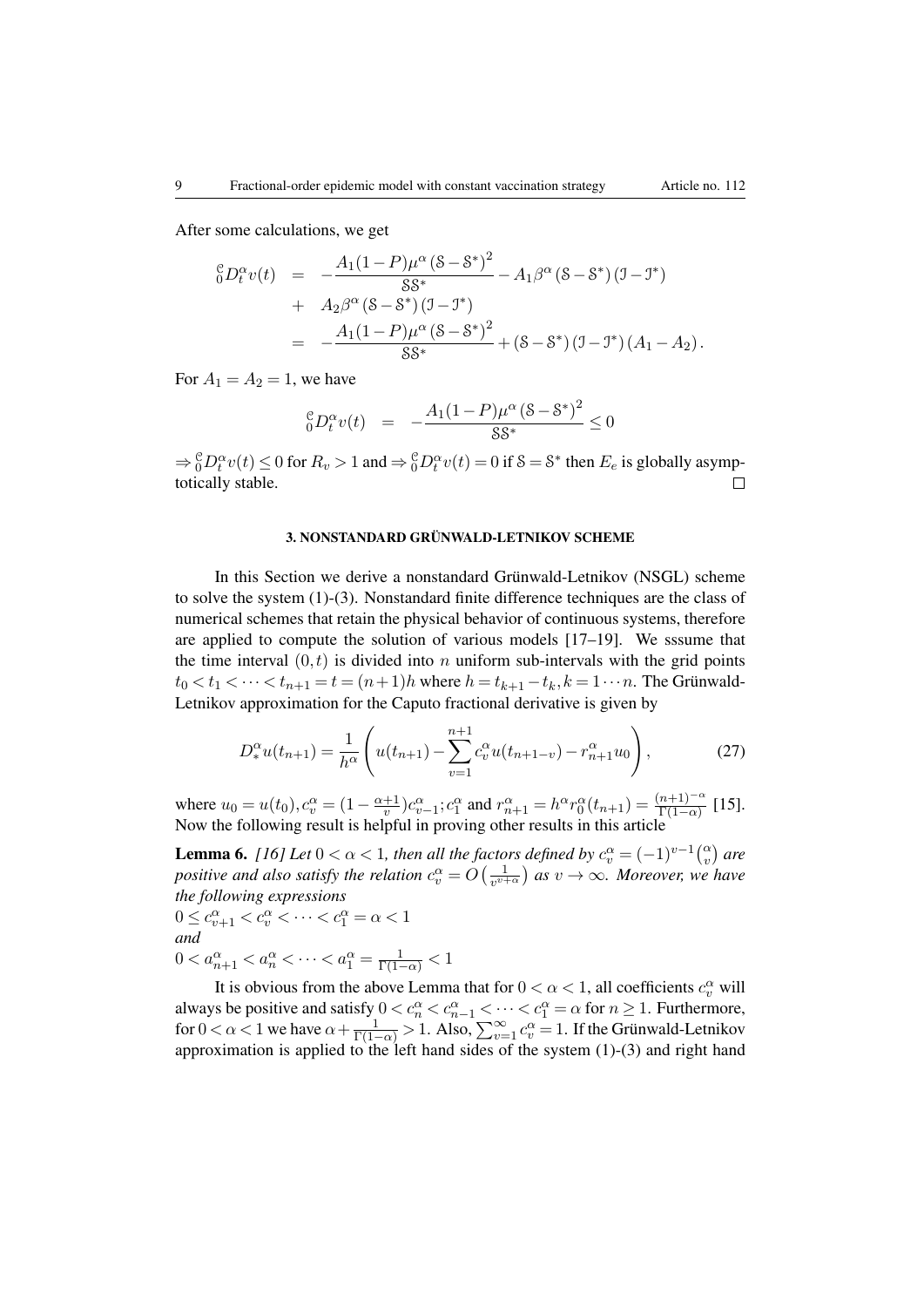After some calculations, we get

$$
\begin{aligned}
{}_0^{\mathcal{C}}D_t^{\alpha}v(t) &= -\frac{A_1(1-P)\mu^{\alpha}\left(\mathcal{S}-\mathcal{S}^*\right)^2}{\mathcal{S}\mathcal{S}^*} - A_1\beta^{\alpha}\left(\mathcal{S}-\mathcal{S}^*\right)\left(\mathcal{I}-\mathcal{I}^*\right) \\
&+ A_2\beta^{\alpha}\left(\mathcal{S}-\mathcal{S}^*\right)\left(\mathcal{I}-\mathcal{I}^*\right) \\
&= -\frac{A_1(1-P)\mu^{\alpha}\left(\mathcal{S}-\mathcal{S}^*\right)^2}{\mathcal{S}\mathcal{S}^*} + \left(\mathcal{S}-\mathcal{S}^*\right)\left(\mathcal{I}-\mathcal{I}^*\right)\left(A_1 - A_2\right).
\end{aligned}
$$

For $A_1 = A_2 = 1$, we have

$$
{}_0^{\mathcal{C}}D_t^{\alpha}v(t) = -\frac{A_1(1-P)\mu^{\alpha}\left(\mathcal{S}-\mathcal{S}^*\right)^2}{\mathcal{S}\mathcal{S}^*} \leq 0
$$

$\Rightarrow {}_0^{\mathcal{C}}D_t^{\alpha}v(t) \leq 0$ for $R_v > 1$ and $\Rightarrow {}_0^{\mathcal{C}}D_t^{\alpha}v(t) = 0$ if $\mathcal{S} = \mathcal{S}^*$ then $E_e$ is globally asymptotically stable. □

## 3. NONSTANDARD GRÜNWALD-LETNIKOV SCHEME

In this Section we derive a nonstandard Grünwald-Letnikov (NSGL) scheme to solve the system (1)-(3). Nonstandard finite difference techniques are the class of numerical schemes that retain the physical behavior of continuous systems, therefore are applied to compute the solution of various models [17–19]. We sssume that the time interval $(0,t)$ is divided into $n$ uniform sub-intervals with the grid points $t_0 < t_1 < \cdots < t_{n+1} = t = (n+1)h$ where $h = t_{k+1} - t_k, k = 1 \cdots n$. The Grünwald-Letnikov approximation for the Caputo fractional derivative is given by

$$
D_*^{\alpha}u(t_{n+1}) = \frac{1}{h^{\alpha}}\left(u(t_{n+1}) - \sum_{v=1}^{n+1} c_v^{\alpha}u(t_{n+1-v}) - r_{n+1}^{\alpha}u_0\right), \tag{27}
$$

where $u_0 = u(t_0), c_v^{\alpha} = (1 - \frac{\alpha+1}{v})c_{v-1}^{\alpha}; c_1^{\alpha}$ and $r_{n+1}^{\alpha} = h^{\alpha}r_0^{\alpha}(t_{n+1}) = \frac{(n+1)^{-\alpha}}{\Gamma(1-\alpha)}$ [15]. Now the following result is helpful in proving other results in this article

**Lemma 6.** *[16] Let $0 < \alpha < 1$, then all the factors defined by $c_v^{\alpha} = (-1)^{v-1}\binom{\alpha}{v}$ are positive and also satisfy the relation $c_v^{\alpha} = O\left(\frac{1}{v^{v+\alpha}}\right)$ as $v \to \infty$. Moreover, we have the following expressions*
$0 \leq c_{v+1}^{\alpha} < c_v^{\alpha} < \cdots < c_1^{\alpha} = \alpha < 1$
*and*
$0 < a_{n+1}^{\alpha} < a_n^{\alpha} < \cdots < a_1^{\alpha} = \frac{1}{\Gamma(1-\alpha)} < 1$

It is obvious from the above Lemma that for $0 < \alpha < 1$, all coefficients $c_v^{\alpha}$ will always be positive and satisfy $0 < c_n^{\alpha} < c_{n-1}^{\alpha} < \cdots < c_1^{\alpha} = \alpha$ for $n \geq 1$. Furthermore, for $0 < \alpha < 1$ we have $\alpha + \frac{1}{\Gamma(1-\alpha)} > 1$. Also, $\sum_{v=1}^{\infty} c_v^{\alpha} = 1$. If the Grünwald-Letnikov approximation is applied to the left hand sides of the system (1)-(3) and right hand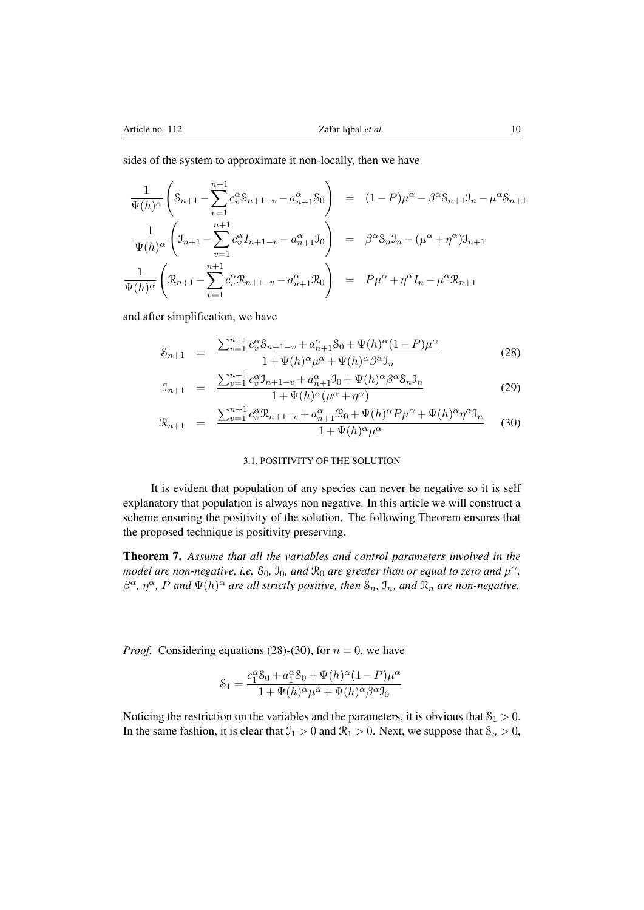sides of the system to approximate it non-locally, then we have

$$
\begin{aligned}
\frac{1}{\Psi(h)^{\alpha}}\left(\mathcal{S}_{n+1}-\sum_{v=1}^{n+1}c_v^{\alpha}\mathcal{S}_{n+1-v}-a_{n+1}^{\alpha}\mathcal{S}_0\right) &= (1-P)\mu^{\alpha}-\beta^{\alpha}\mathcal{S}_{n+1}\mathcal{I}_n-\mu^{\alpha}\mathcal{S}_{n+1}\\
\frac{1}{\Psi(h)^{\alpha}}\left(\mathcal{I}_{n+1}-\sum_{v=1}^{n+1}c_v^{\alpha}I_{n+1-v}-a_{n+1}^{\alpha}\mathcal{I}_0\right) &= \beta^{\alpha}\mathcal{S}_n\mathcal{I}_n-(\mu^{\alpha}+\eta^{\alpha})\mathcal{I}_{n+1}\\
\frac{1}{\Psi(h)^{\alpha}}\left(\mathcal{R}_{n+1}-\sum_{v=1}^{n+1}c_v^{\alpha}\mathcal{R}_{n+1-v}-a_{n+1}^{\alpha}\mathcal{R}_0\right) &= P\mu^{\alpha}+\eta^{\alpha}I_n-\mu^{\alpha}\mathcal{R}_{n+1}
\end{aligned}
$$

and after simplification, we have

$$
\mathcal{S}_{n+1} = \frac{\sum_{v=1}^{n+1}c_v^{\alpha}\mathcal{S}_{n+1-v}+a_{n+1}^{\alpha}\mathcal{S}_0+\Psi(h)^{\alpha}(1-P)\mu^{\alpha}}{1+\Psi(h)^{\alpha}\mu^{\alpha}+\Psi(h)^{\alpha}\beta^{\alpha}\mathcal{I}_n} \tag{28}
$$

$$
\mathcal{I}_{n+1} = \frac{\sum_{v=1}^{n+1}c_v^{\alpha}\mathcal{I}_{n+1-v}+a_{n+1}^{\alpha}\mathcal{I}_0+\Psi(h)^{\alpha}\beta^{\alpha}\mathcal{S}_n\mathcal{I}_n}{1+\Psi(h)^{\alpha}(\mu^{\alpha}+\eta^{\alpha})} \tag{29}
$$

$$
\mathcal{R}_{n+1} = \frac{\sum_{v=1}^{n+1}c_v^{\alpha}\mathcal{R}_{n+1-v}+a_{n+1}^{\alpha}\mathcal{R}_0+\Psi(h)^{\alpha}P\mu^{\alpha}+\Psi(h)^{\alpha}\eta^{\alpha}\mathcal{I}_n}{1+\Psi(h)^{\alpha}\mu^{\alpha}} \tag{30}
$$

### 3.1. POSITIVITY OF THE SOLUTION

It is evident that population of any species can never be negative so it is self explanatory that population is always non negative. In this article we will construct a scheme ensuring the positivity of the solution. The following Theorem ensures that the proposed technique is positivity preserving.

**Theorem 7.** *Assume that all the variables and control parameters involved in the model are non-negative, i.e.* $\mathcal{S}_0$, $\mathcal{I}_0$, *and* $\mathcal{R}_0$ *are greater than or equal to zero and* $\mu^{\alpha}$, $\beta^{\alpha}$, $\eta^{\alpha}$, $P$ *and* $\Psi(h)^{\alpha}$ *are all strictly positive, then* $\mathcal{S}_n$, $\mathcal{I}_n$, *and* $\mathcal{R}_n$ *are non-negative.*

*Proof.* Considering equations (28)-(30), for $n = 0$, we have

$$
\mathcal{S}_1 = \frac{c_1^{\alpha}\mathcal{S}_0+a_1^{\alpha}\mathcal{S}_0+\Psi(h)^{\alpha}(1-P)\mu^{\alpha}}{1+\Psi(h)^{\alpha}\mu^{\alpha}+\Psi(h)^{\alpha}\beta^{\alpha}\mathcal{I}_0}
$$

Noticing the restriction on the variables and the parameters, it is obvious that $\mathcal{S}_1 > 0$. In the same fashion, it is clear that $\mathcal{I}_1 > 0$ and $\mathcal{R}_1 > 0$. Next, we suppose that $\mathcal{S}_n > 0$,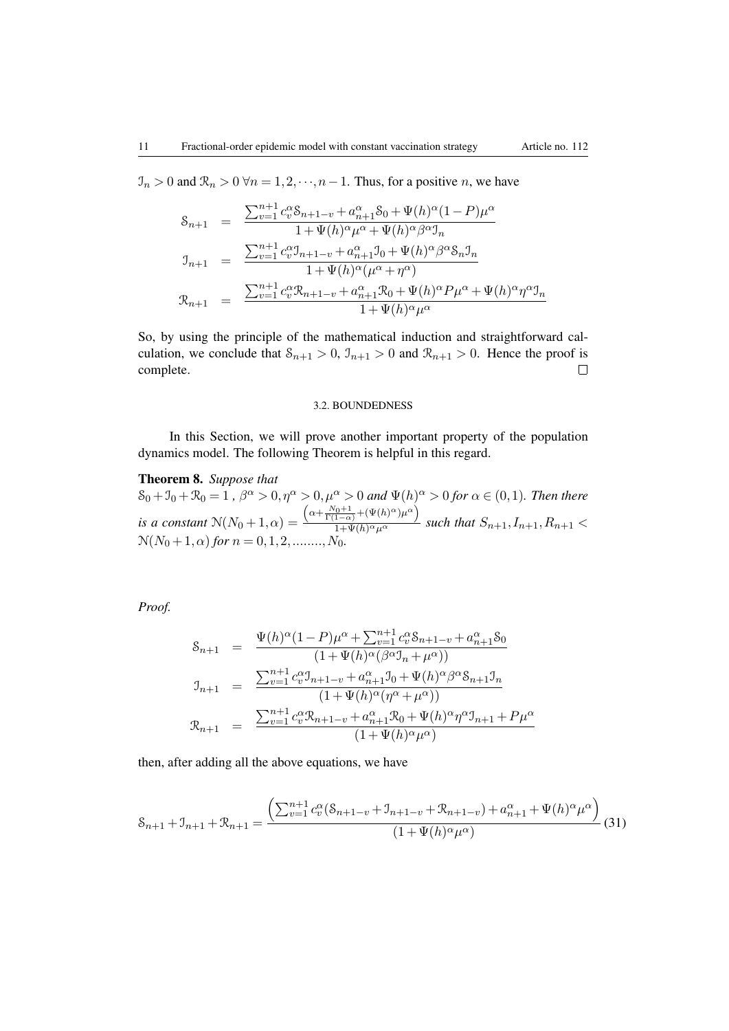$\mathcal{I}_n > 0$ and $\mathcal{R}_n > 0$ $\forall n = 1, 2, \cdots, n-1$. Thus, for a positive $n$, we have

$$
\begin{aligned}
\mathcal{S}_{n+1} &= \frac{\sum_{v=1}^{n+1} c_v^{\alpha} \mathcal{S}_{n+1-v} + a_{n+1}^{\alpha} \mathcal{S}_0 + \Psi(h)^{\alpha}(1-P)\mu^{\alpha}}{1 + \Psi(h)^{\alpha}\mu^{\alpha} + \Psi(h)^{\alpha}\beta^{\alpha}\mathcal{I}_n} \\
\mathcal{I}_{n+1} &= \frac{\sum_{v=1}^{n+1} c_v^{\alpha} \mathcal{I}_{n+1-v} + a_{n+1}^{\alpha} \mathcal{I}_0 + \Psi(h)^{\alpha}\beta^{\alpha}\mathcal{S}_n\mathcal{I}_n}{1 + \Psi(h)^{\alpha}(\mu^{\alpha} + \eta^{\alpha})} \\
\mathcal{R}_{n+1} &= \frac{\sum_{v=1}^{n+1} c_v^{\alpha} \mathcal{R}_{n+1-v} + a_{n+1}^{\alpha} \mathcal{R}_0 + \Psi(h)^{\alpha}P\mu^{\alpha} + \Psi(h)^{\alpha}\eta^{\alpha}\mathcal{I}_n}{1 + \Psi(h)^{\alpha}\mu^{\alpha}}
\end{aligned}
$$

So, by using the principle of the mathematical induction and straightforward calculation, we conclude that $\mathcal{S}_{n+1} > 0$, $\mathcal{I}_{n+1} > 0$ and $\mathcal{R}_{n+1} > 0$. Hence the proof is complete. $\square$

### 3.2. BOUNDEDNESS

In this Section, we will prove another important property of the population dynamics model. The following Theorem is helpful in this regard.

**Theorem 8.** *Suppose that* $\mathcal{S}_0 + \mathcal{I}_0 + \mathcal{R}_0 = 1$ , $\beta^{\alpha} > 0, \eta^{\alpha} > 0, \mu^{\alpha} > 0$ *and* $\Psi(h)^{\alpha} > 0$ *for* $\alpha \in (0,1)$. *Then there is a constant* $\mathcal{N}(N_0+1, \alpha) = \frac{\left(\alpha + \frac{N_0+1}{\Gamma(1-\alpha)} + (\Psi(h)^{\alpha})\mu^{\alpha}\right)}{1+\Psi(h)^{\alpha}\mu^{\alpha}}$ *such that* $S_{n+1}, I_{n+1}, R_{n+1} < \mathcal{N}(N_0+1, \alpha)$ *for* $n = 0, 1, 2, ........, N_0$.

*Proof.*

$$
\begin{aligned}
\mathcal{S}_{n+1} &= \frac{\Psi(h)^{\alpha}(1-P)\mu^{\alpha} + \sum_{v=1}^{n+1} c_v^{\alpha} \mathcal{S}_{n+1-v} + a_{n+1}^{\alpha} \mathcal{S}_0}{(1 + \Psi(h)^{\alpha}(\beta^{\alpha}\mathcal{I}_n + \mu^{\alpha}))} \\
\mathcal{I}_{n+1} &= \frac{\sum_{v=1}^{n+1} c_v^{\alpha} \mathcal{I}_{n+1-v} + a_{n+1}^{\alpha} \mathcal{I}_0 + \Psi(h)^{\alpha}\beta^{\alpha}\mathcal{S}_{n+1}\mathcal{I}_n}{(1 + \Psi(h)^{\alpha}(\eta^{\alpha} + \mu^{\alpha}))} \\
\mathcal{R}_{n+1} &= \frac{\sum_{v=1}^{n+1} c_v^{\alpha} \mathcal{R}_{n+1-v} + a_{n+1}^{\alpha} \mathcal{R}_0 + \Psi(h)^{\alpha}\eta^{\alpha}\mathcal{I}_{n+1} + P\mu^{\alpha}}{(1 + \Psi(h)^{\alpha}\mu^{\alpha})}
\end{aligned}
$$

then, after adding all the above equations, we have

$$
\mathcal{S}_{n+1} + \mathcal{I}_{n+1} + \mathcal{R}_{n+1} = \frac{\left(\sum_{v=1}^{n+1} c_v^{\alpha}(\mathcal{S}_{n+1-v} + \mathcal{I}_{n+1-v} + \mathcal{R}_{n+1-v}) + a_{n+1}^{\alpha} + \Psi(h)^{\alpha}\mu^{\alpha}\right)}{(1 + \Psi(h)^{\alpha}\mu^{\alpha})} \tag{31}
$$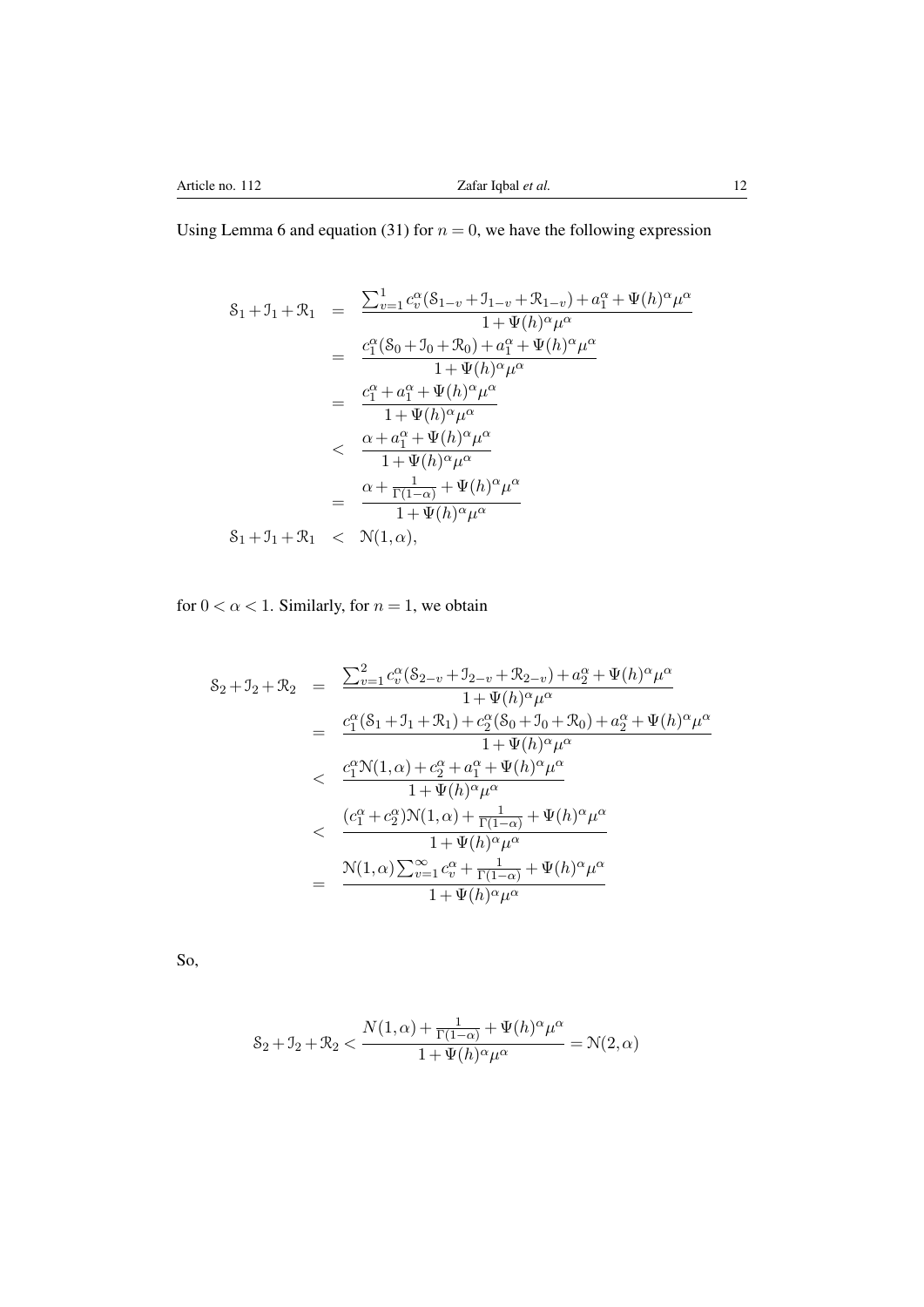Using Lemma 6 and equation (31) for $n = 0$, we have the following expression

$$
\begin{aligned}
\mathcal{S}_1 + \mathcal{I}_1 + \mathcal{R}_1 &= \frac{\sum_{v=1}^{1} c_v^{\alpha}(\mathcal{S}_{1-v} + \mathcal{I}_{1-v} + \mathcal{R}_{1-v}) + a_1^{\alpha} + \Psi(h)^{\alpha}\mu^{\alpha}}{1 + \Psi(h)^{\alpha}\mu^{\alpha}} \\
&= \frac{c_1^{\alpha}(\mathcal{S}_0 + \mathcal{I}_0 + \mathcal{R}_0) + a_1^{\alpha} + \Psi(h)^{\alpha}\mu^{\alpha}}{1 + \Psi(h)^{\alpha}\mu^{\alpha}} \\
&= \frac{c_1^{\alpha} + a_1^{\alpha} + \Psi(h)^{\alpha}\mu^{\alpha}}{1 + \Psi(h)^{\alpha}\mu^{\alpha}} \\
&< \frac{\alpha + a_1^{\alpha} + \Psi(h)^{\alpha}\mu^{\alpha}}{1 + \Psi(h)^{\alpha}\mu^{\alpha}} \\
&= \frac{\alpha + \frac{1}{\Gamma(1-\alpha)} + \Psi(h)^{\alpha}\mu^{\alpha}}{1 + \Psi(h)^{\alpha}\mu^{\alpha}} \\
\mathcal{S}_1 + \mathcal{I}_1 + \mathcal{R}_1 &< \mathcal{N}(1, \alpha),
\end{aligned}
$$

for $0 < \alpha < 1$. Similarly, for $n = 1$, we obtain

$$
\begin{aligned}
\mathcal{S}_2 + \mathcal{I}_2 + \mathcal{R}_2 &= \frac{\sum_{v=1}^{2} c_v^{\alpha}(\mathcal{S}_{2-v} + \mathcal{I}_{2-v} + \mathcal{R}_{2-v}) + a_2^{\alpha} + \Psi(h)^{\alpha}\mu^{\alpha}}{1 + \Psi(h)^{\alpha}\mu^{\alpha}} \\
&= \frac{c_1^{\alpha}(\mathcal{S}_1 + \mathcal{I}_1 + \mathcal{R}_1) + c_2^{\alpha}(\mathcal{S}_0 + \mathcal{I}_0 + \mathcal{R}_0) + a_2^{\alpha} + \Psi(h)^{\alpha}\mu^{\alpha}}{1 + \Psi(h)^{\alpha}\mu^{\alpha}} \\
&< \frac{c_1^{\alpha}\mathcal{N}(1, \alpha) + c_2^{\alpha} + a_1^{\alpha} + \Psi(h)^{\alpha}\mu^{\alpha}}{1 + \Psi(h)^{\alpha}\mu^{\alpha}} \\
&< \frac{(c_1^{\alpha} + c_2^{\alpha})\mathcal{N}(1, \alpha) + \frac{1}{\Gamma(1-\alpha)} + \Psi(h)^{\alpha}\mu^{\alpha}}{1 + \Psi(h)^{\alpha}\mu^{\alpha}} \\
&= \frac{\mathcal{N}(1, \alpha)\sum_{v=1}^{\infty} c_v^{\alpha} + \frac{1}{\Gamma(1-\alpha)} + \Psi(h)^{\alpha}\mu^{\alpha}}{1 + \Psi(h)^{\alpha}\mu^{\alpha}}
\end{aligned}
$$

So,

$$
\mathcal{S}_2 + \mathcal{I}_2 + \mathcal{R}_2 < \frac{N(1, \alpha) + \frac{1}{\Gamma(1-\alpha)} + \Psi(h)^{\alpha}\mu^{\alpha}}{1 + \Psi(h)^{\alpha}\mu^{\alpha}} = \mathcal{N}(2, \alpha)
$$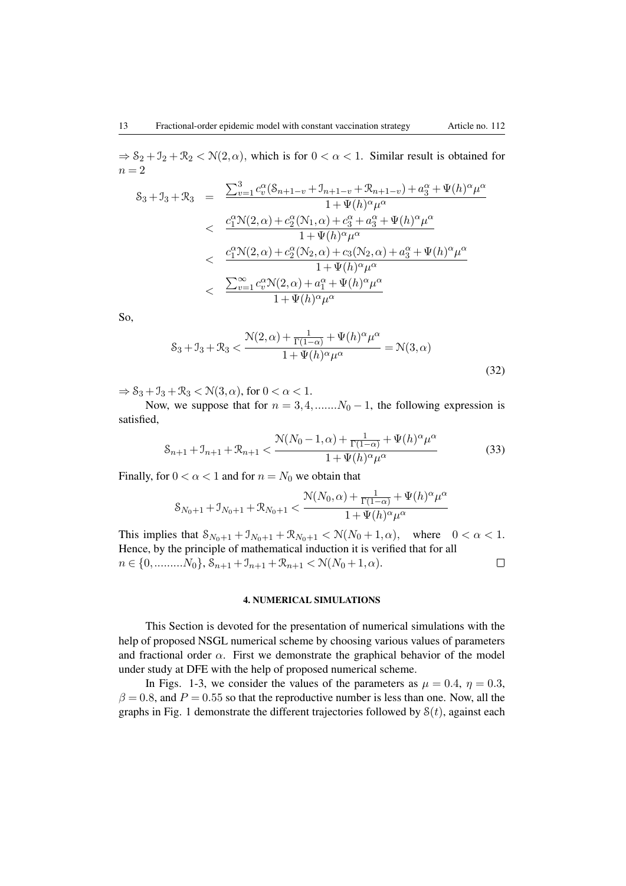$\Rightarrow \mathcal{S}_2 + \mathcal{I}_2 + \mathcal{R}_2 < \mathcal{N}(2,\alpha)$, which is for $0 < \alpha < 1$. Similar result is obtained for $n = 2$

$$
\begin{aligned}
\mathcal{S}_3 + \mathcal{I}_3 + \mathcal{R}_3 &= \frac{\sum_{v=1}^{3} c_v^{\alpha}(\mathcal{S}_{n+1-v} + \mathcal{I}_{n+1-v} + \mathcal{R}_{n+1-v}) + a_3^{\alpha} + \Psi(h)^{\alpha}\mu^{\alpha}}{1 + \Psi(h)^{\alpha}\mu^{\alpha}} \\
&< \frac{c_1^{\alpha}\mathcal{N}(2,\alpha) + c_2^{\alpha}(\mathcal{N}_1,\alpha) + c_3^{\alpha} + a_3^{\alpha} + \Psi(h)^{\alpha}\mu^{\alpha}}{1 + \Psi(h)^{\alpha}\mu^{\alpha}} \\
&< \frac{c_1^{\alpha}\mathcal{N}(2,\alpha) + c_2^{\alpha}(\mathcal{N}_2,\alpha) + c_3(\mathcal{N}_2,\alpha) + a_3^{\alpha} + \Psi(h)^{\alpha}\mu^{\alpha}}{1 + \Psi(h)^{\alpha}\mu^{\alpha}} \\
&< \frac{\sum_{v=1}^{\infty} c_v^{\alpha}\mathcal{N}(2,\alpha) + a_1^{\alpha} + \Psi(h)^{\alpha}\mu^{\alpha}}{1 + \Psi(h)^{\alpha}\mu^{\alpha}}
\end{aligned}
$$

So,

$$
\mathcal{S}_3 + \mathcal{I}_3 + \mathcal{R}_3 < \frac{\mathcal{N}(2,\alpha) + \frac{1}{\Gamma(1-\alpha)} + \Psi(h)^{\alpha}\mu^{\alpha}}{1 + \Psi(h)^{\alpha}\mu^{\alpha}} = \mathcal{N}(3,\alpha) \tag{32}
$$

$\Rightarrow \mathcal{S}_3 + \mathcal{I}_3 + \mathcal{R}_3 < \mathcal{N}(3,\alpha)$, for $0 < \alpha < 1$.

Now, we suppose that for $n = 3, 4, .......N_0 - 1$, the following expression is satisfied,

$$
\mathcal{S}_{n+1} + \mathcal{I}_{n+1} + \mathcal{R}_{n+1} < \frac{\mathcal{N}(N_0 - 1,\alpha) + \frac{1}{\Gamma(1-\alpha)} + \Psi(h)^{\alpha}\mu^{\alpha}}{1 + \Psi(h)^{\alpha}\mu^{\alpha}} \tag{33}
$$

Finally, for $0 < \alpha < 1$ and for $n = N_0$ we obtain that

$$
\mathcal{S}_{N_0+1} + \mathcal{I}_{N_0+1} + \mathcal{R}_{N_0+1} < \frac{\mathcal{N}(N_0,\alpha) + \frac{1}{\Gamma(1-\alpha)} + \Psi(h)^{\alpha}\mu^{\alpha}}{1 + \Psi(h)^{\alpha}\mu^{\alpha}}
$$

This implies that $\mathcal{S}_{N_0+1} + \mathcal{I}_{N_0+1} + \mathcal{R}_{N_0+1} < \mathcal{N}(N_0+1,\alpha)$, where $0 < \alpha < 1$. Hence, by the principle of mathematical induction it is verified that for all $n \in \{0, .........N_0\}$, $\mathcal{S}_{n+1} + \mathcal{I}_{n+1} + \mathcal{R}_{n+1} < \mathcal{N}(N_0+1,\alpha)$. $\square$

## 4. NUMERICAL SIMULATIONS

This Section is devoted for the presentation of numerical simulations with the help of proposed NSGL numerical scheme by choosing various values of parameters and fractional order $\alpha$. First we demonstrate the graphical behavior of the model under study at DFE with the help of proposed numerical scheme.

In Figs. 1-3, we consider the values of the parameters as $\mu = 0.4$, $\eta = 0.3$, $\beta = 0.8$, and $P = 0.55$ so that the reproductive number is less than one. Now, all the graphs in Fig. 1 demonstrate the different trajectories followed by $\mathcal{S}(t)$, against each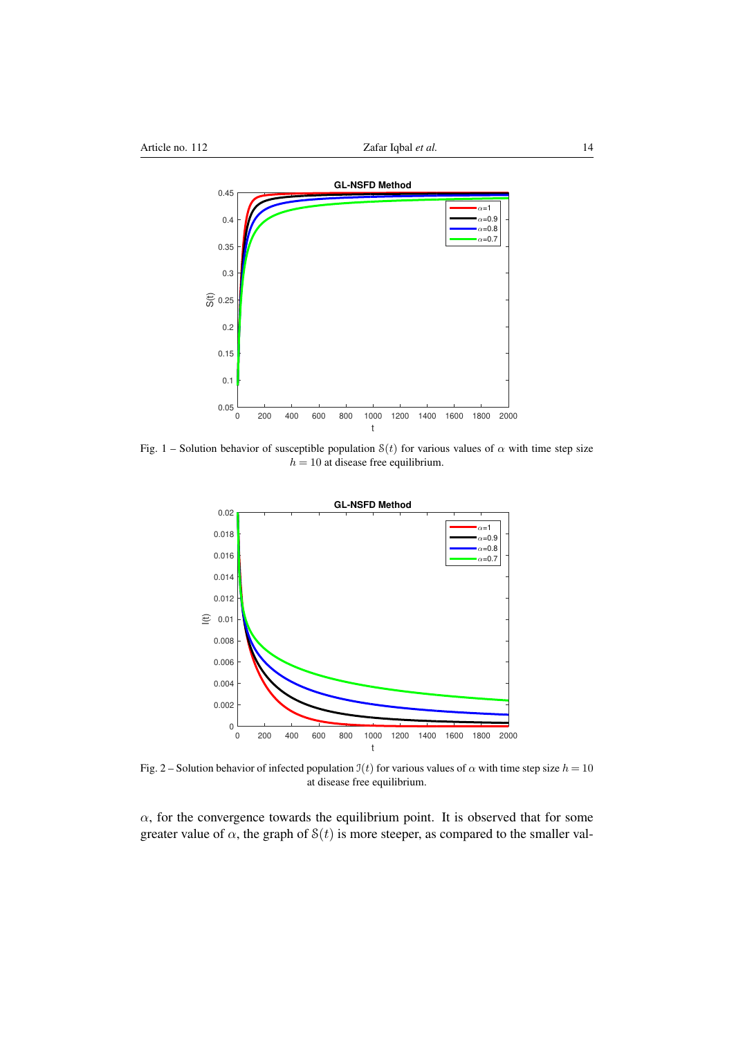Fig. 1 – Solution behavior of susceptible population $\mathcal{S}(t)$ for various values of $\alpha$ with time step size $h = 10$ at disease free equilibrium.

Fig. 2 – Solution behavior of infected population $\mathcal{I}(t)$ for various values of $\alpha$ with time step size $h = 10$ at disease free equilibrium.

$\alpha$, for the convergence towards the equilibrium point. It is observed that for some greater value of $\alpha$, the graph of $\mathcal{S}(t)$ is more steeper, as compared to the smaller val-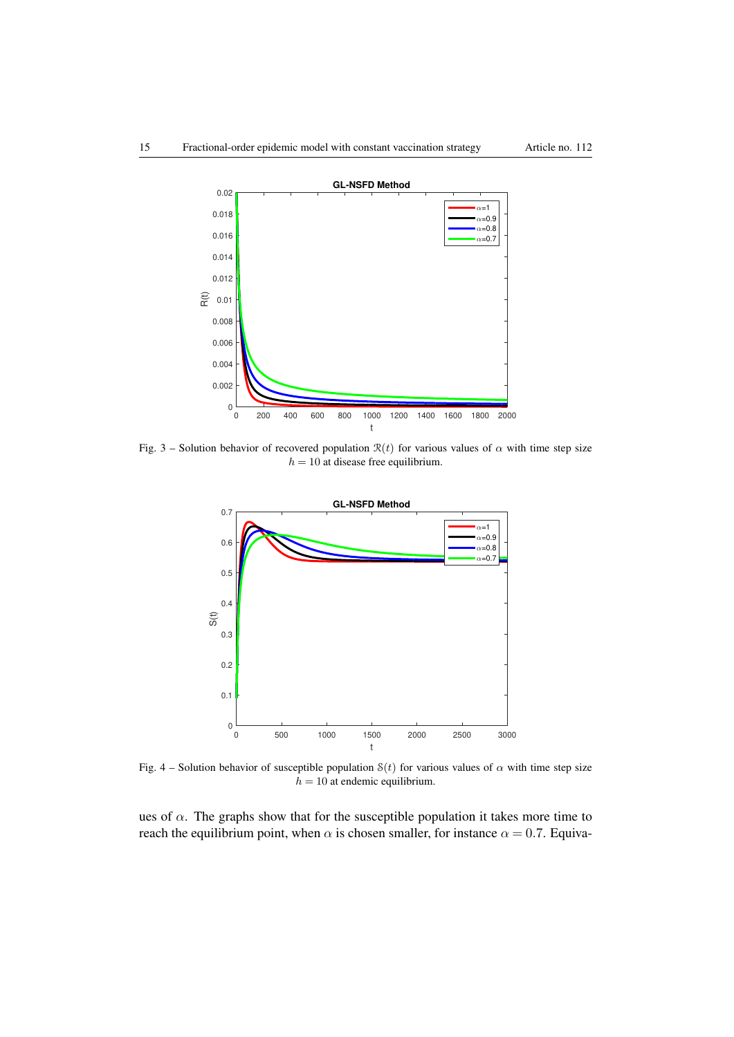Fig. 3 – Solution behavior of recovered population $\mathcal{R}(t)$ for various values of $\alpha$ with time step size $h = 10$ at disease free equilibrium.

Fig. 4 – Solution behavior of susceptible population $\mathbb{S}(t)$ for various values of $\alpha$ with time step size $h = 10$ at endemic equilibrium.

ues of $\alpha$. The graphs show that for the susceptible population it takes more time to reach the equilibrium point, when $\alpha$ is chosen smaller, for instance $\alpha = 0.7$. Equiva-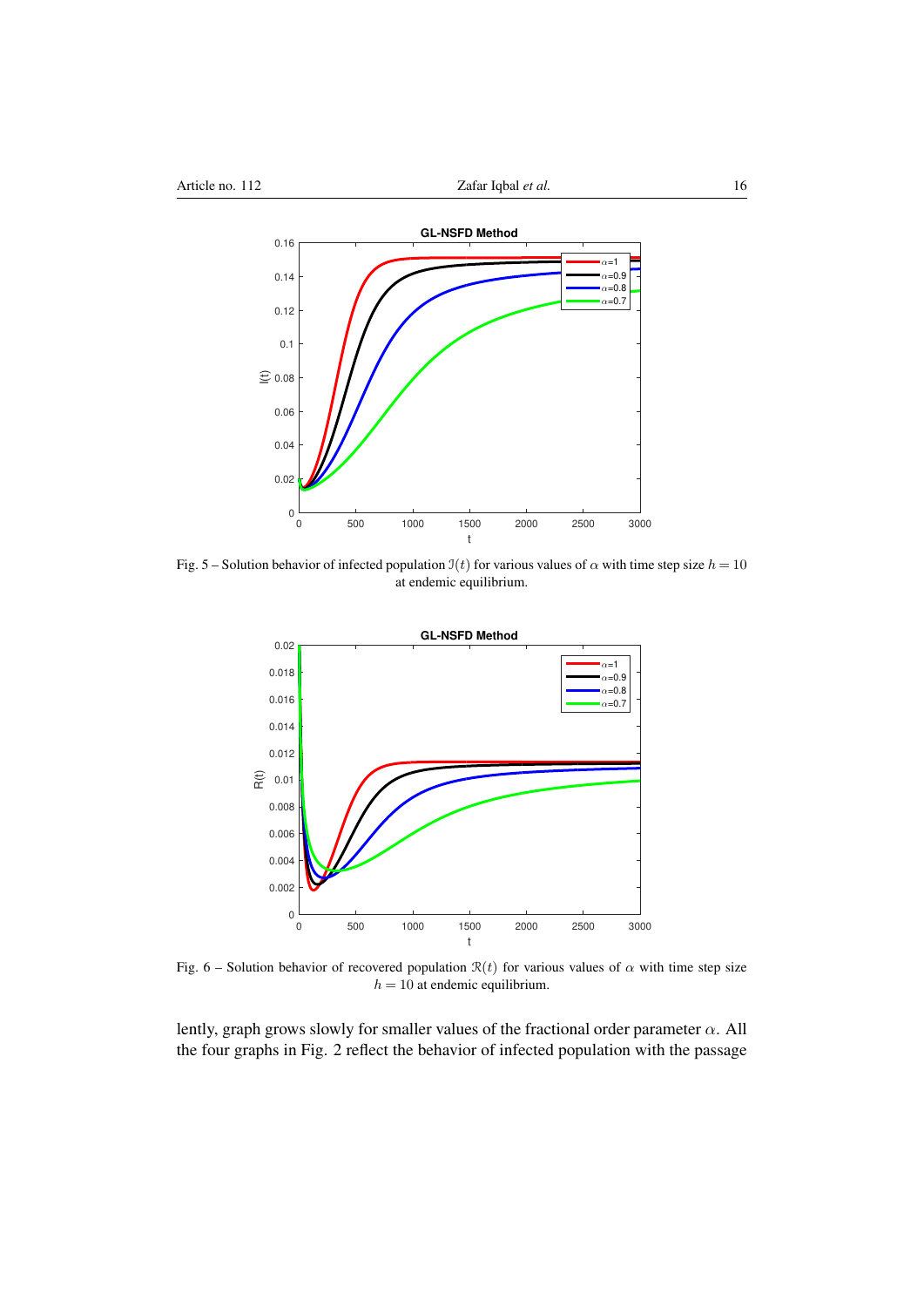Fig. 5 – Solution behavior of infected population $\mathcal{I}(t)$ for various values of $\alpha$ with time step size $h = 10$ at endemic equilibrium.

Fig. 6 – Solution behavior of recovered population $\mathcal{R}(t)$ for various values of $\alpha$ with time step size $h = 10$ at endemic equilibrium.

lently, graph grows slowly for smaller values of the fractional order parameter $\alpha$. All the four graphs in Fig. 2 reflect the behavior of infected population with the passage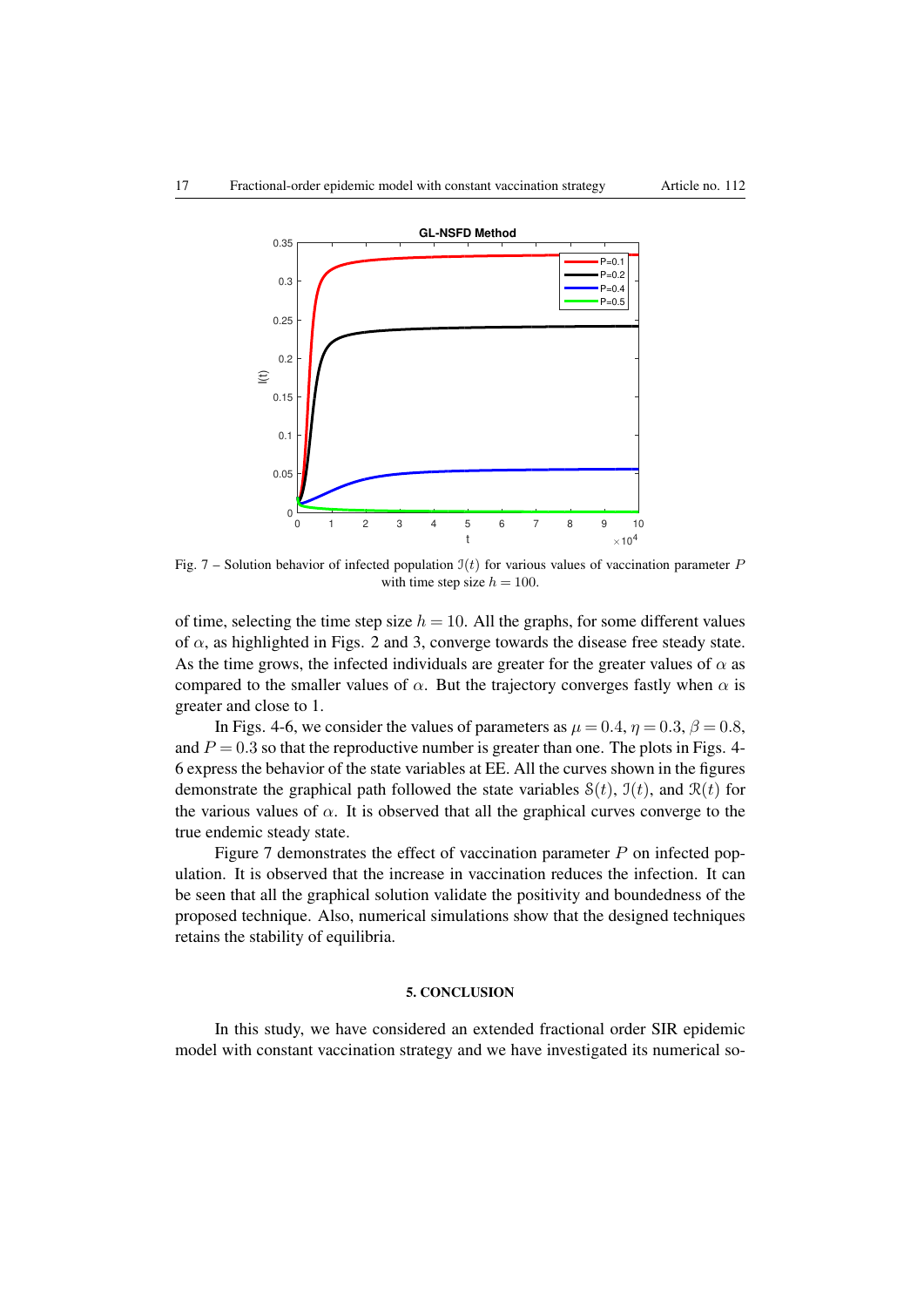Fig. 7 – Solution behavior of infected population $\mathcal{I}(t)$ for various values of vaccination parameter $P$ with time step size $h = 100$.

of time, selecting the time step size $h = 10$. All the graphs, for some different values of $\alpha$, as highlighted in Figs. 2 and 3, converge towards the disease free steady state. As the time grows, the infected individuals are greater for the greater values of $\alpha$ as compared to the smaller values of $\alpha$. But the trajectory converges fastly when $\alpha$ is greater and close to 1.

In Figs. 4-6, we consider the values of parameters as $\mu = 0.4$, $\eta = 0.3$, $\beta = 0.8$, and $P = 0.3$ so that the reproductive number is greater than one. The plots in Figs. 4-6 express the behavior of the state variables at EE. All the curves shown in the figures demonstrate the graphical path followed the state variables $\mathcal{S}(t)$, $\mathcal{I}(t)$, and $\mathcal{R}(t)$ for the various values of $\alpha$. It is observed that all the graphical curves converge to the true endemic steady state.

Figure 7 demonstrates the effect of vaccination parameter $P$ on infected population. It is observed that the increase in vaccination reduces the infection. It can be seen that all the graphical solution validate the positivity and boundedness of the proposed technique. Also, numerical simulations show that the designed techniques retains the stability of equilibria.

## 5. CONCLUSION

In this study, we have considered an extended fractional order SIR epidemic model with constant vaccination strategy and we have investigated its numerical so-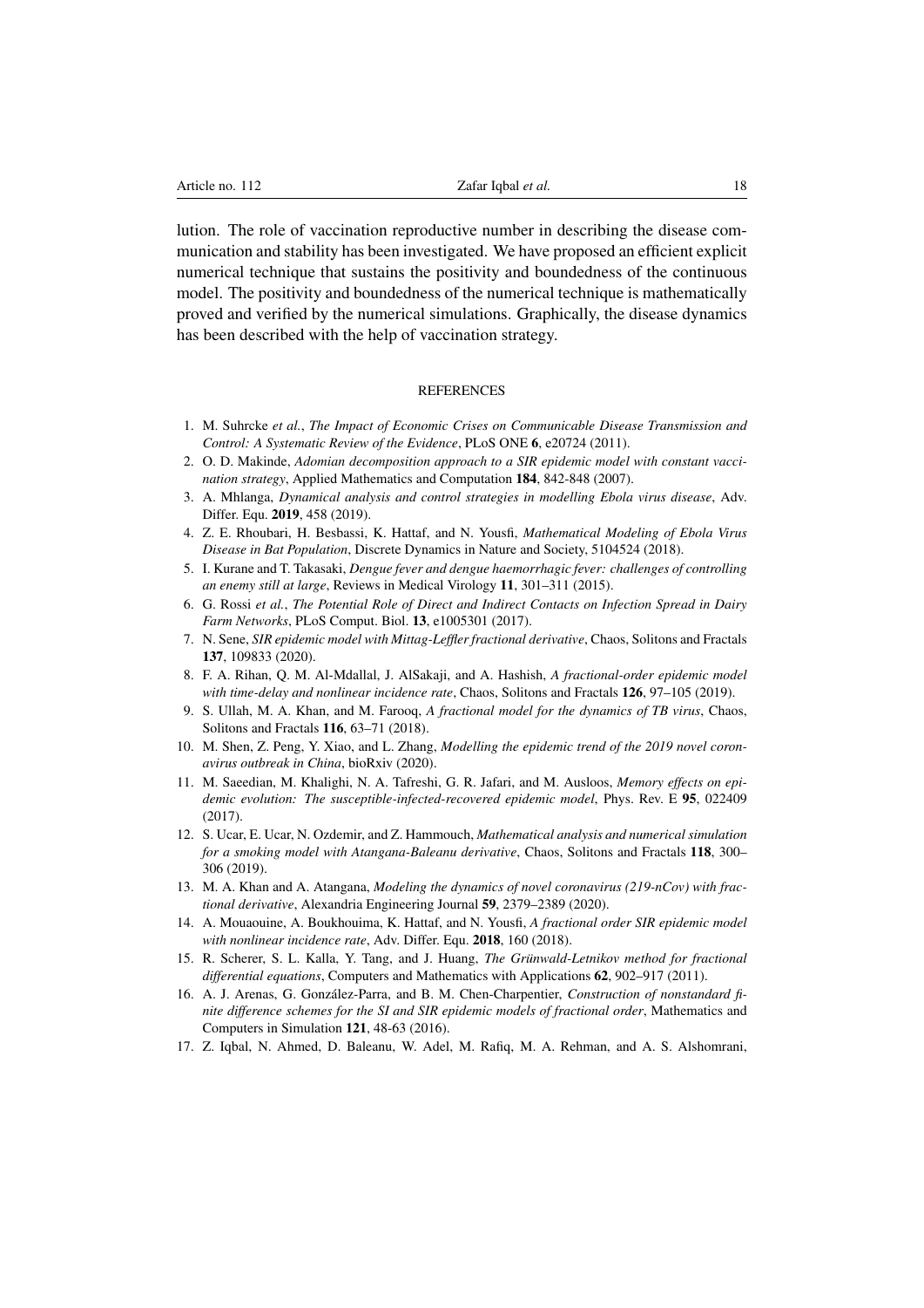lution. The role of vaccination reproductive number in describing the disease communication and stability has been investigated. We have proposed an efficient explicit numerical technique that sustains the positivity and boundedness of the continuous model. The positivity and boundedness of the numerical technique is mathematically proved and verified by the numerical simulations. Graphically, the disease dynamics has been described with the help of vaccination strategy.

## REFERENCES

1. M. Suhrcke *et al.*, *The Impact of Economic Crises on Communicable Disease Transmission and Control: A Systematic Review of the Evidence*, PLoS ONE **6**, e20724 (2011).
2. O. D. Makinde, *Adomian decomposition approach to a SIR epidemic model with constant vaccination strategy*, Applied Mathematics and Computation **184**, 842-848 (2007).
3. A. Mhlanga, *Dynamical analysis and control strategies in modelling Ebola virus disease*, Adv. Differ. Equ. **2019**, 458 (2019).
4. Z. E. Rhoubari, H. Besbassi, K. Hattaf, and N. Yousfi, *Mathematical Modeling of Ebola Virus Disease in Bat Population*, Discrete Dynamics in Nature and Society, 5104524 (2018).
5. I. Kurane and T. Takasaki, *Dengue fever and dengue haemorrhagic fever: challenges of controlling an enemy still at large*, Reviews in Medical Virology **11**, 301–311 (2015).
6. G. Rossi *et al.*, *The Potential Role of Direct and Indirect Contacts on Infection Spread in Dairy Farm Networks*, PLoS Comput. Biol. **13**, e1005301 (2017).
7. N. Sene, *SIR epidemic model with Mittag-Leffler fractional derivative*, Chaos, Solitons and Fractals **137**, 109833 (2020).
8. F. A. Rihan, Q. M. Al-Mdallal, J. AlSakaji, and A. Hashish, *A fractional-order epidemic model with time-delay and nonlinear incidence rate*, Chaos, Solitons and Fractals **126**, 97–105 (2019).
9. S. Ullah, M. A. Khan, and M. Farooq, *A fractional model for the dynamics of TB virus*, Chaos, Solitons and Fractals **116**, 63–71 (2018).
10. M. Shen, Z. Peng, Y. Xiao, and L. Zhang, *Modelling the epidemic trend of the 2019 novel coronavirus outbreak in China*, bioRxiv (2020).
11. M. Saeedian, M. Khalighi, N. A. Tafreshi, G. R. Jafari, and M. Ausloos, *Memory effects on epidemic evolution: The susceptible-infected-recovered epidemic model*, Phys. Rev. E **95**, 022409 (2017).
12. S. Ucar, E. Ucar, N. Ozdemir, and Z. Hammouch, *Mathematical analysis and numerical simulation for a smoking model with Atangana-Baleanu derivative*, Chaos, Solitons and Fractals **118**, 300–306 (2019).
13. M. A. Khan and A. Atangana, *Modeling the dynamics of novel coronavirus (219-nCov) with fractional derivative*, Alexandria Engineering Journal **59**, 2379–2389 (2020).
14. A. Mouaouine, A. Boukhouima, K. Hattaf, and N. Yousfi, *A fractional order SIR epidemic model with nonlinear incidence rate*, Adv. Differ. Equ. **2018**, 160 (2018).
15. R. Scherer, S. L. Kalla, Y. Tang, and J. Huang, *The Grünwald-Letnikov method for fractional differential equations*, Computers and Mathematics with Applications **62**, 902–917 (2011).
16. A. J. Arenas, G. González-Parra, and B. M. Chen-Charpentier, *Construction of nonstandard finite difference schemes for the SI and SIR epidemic models of fractional order*, Mathematics and Computers in Simulation **121**, 48-63 (2016).
17. Z. Iqbal, N. Ahmed, D. Baleanu, W. Adel, M. Rafiq, M. A. Rehman, and A. S. Alshomrani,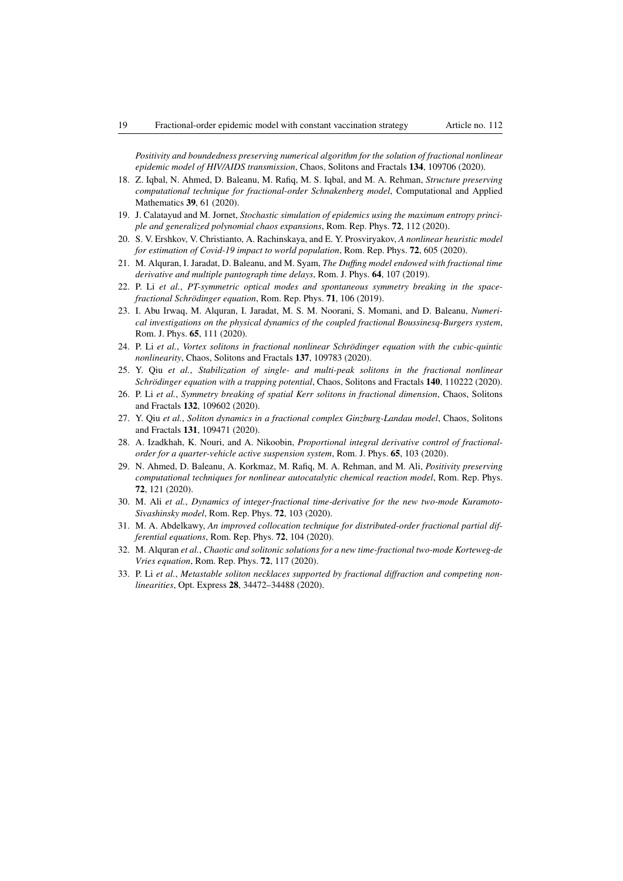*Positivity and boundedness preserving numerical algorithm for the solution of fractional nonlinear epidemic model of HIV/AIDS transmission*, Chaos, Solitons and Fractals **134**, 109706 (2020).

18. Z. Iqbal, N. Ahmed, D. Baleanu, M. Rafiq, M. S. Iqbal, and M. A. Rehman, *Structure preserving computational technique for fractional-order Schnakenberg model*, Computational and Applied Mathematics **39**, 61 (2020).
19. J. Calatayud and M. Jornet, *Stochastic simulation of epidemics using the maximum entropy principle and generalized polynomial chaos expansions*, Rom. Rep. Phys. **72**, 112 (2020).
20. S. V. Ershkov, V. Christianto, A. Rachinskaya, and E. Y. Prosviryakov, *A nonlinear heuristic model for estimation of Covid-19 impact to world population*, Rom. Rep. Phys. **72**, 605 (2020).
21. M. Alquran, I. Jaradat, D. Baleanu, and M. Syam, *The Duffing model endowed with fractional time derivative and multiple pantograph time delays*, Rom. J. Phys. **64**, 107 (2019).
22. P. Li *et al.*, *PT-symmetric optical modes and spontaneous symmetry breaking in the space-fractional Schrödinger equation*, Rom. Rep. Phys. **71**, 106 (2019).
23. I. Abu Irwaq, M. Alquran, I. Jaradat, M. S. M. Noorani, S. Momani, and D. Baleanu, *Numerical investigations on the physical dynamics of the coupled fractional Boussinesq-Burgers system*, Rom. J. Phys. **65**, 111 (2020).
24. P. Li *et al.*, *Vortex solitons in fractional nonlinear Schrödinger equation with the cubic-quintic nonlinearity*, Chaos, Solitons and Fractals **137**, 109783 (2020).
25. Y. Qiu *et al.*, *Stabilization of single- and multi-peak solitons in the fractional nonlinear Schrödinger equation with a trapping potential*, Chaos, Solitons and Fractals **140**, 110222 (2020).
26. P. Li *et al.*, *Symmetry breaking of spatial Kerr solitons in fractional dimension*, Chaos, Solitons and Fractals **132**, 109602 (2020).
27. Y. Qiu *et al.*, *Soliton dynamics in a fractional complex Ginzburg-Landau model*, Chaos, Solitons and Fractals **131**, 109471 (2020).
28. A. Izadkhah, K. Nouri, and A. Nikoobin, *Proportional integral derivative control of fractional-order for a quarter-vehicle active suspension system*, Rom. J. Phys. **65**, 103 (2020).
29. N. Ahmed, D. Baleanu, A. Korkmaz, M. Rafiq, M. A. Rehman, and M. Ali, *Positivity preserving computational techniques for nonlinear autocatalytic chemical reaction model*, Rom. Rep. Phys. **72**, 121 (2020).
30. M. Ali *et al.*, *Dynamics of integer-fractional time-derivative for the new two-mode Kuramoto-Sivashinsky model*, Rom. Rep. Phys. **72**, 103 (2020).
31. M. A. Abdelkawy, *An improved collocation technique for distributed-order fractional partial differential equations*, Rom. Rep. Phys. **72**, 104 (2020).
32. M. Alquran *et al.*, *Chaotic and solitonic solutions for a new time-fractional two-mode Korteweg-de Vries equation*, Rom. Rep. Phys. **72**, 117 (2020).
33. P. Li *et al.*, *Metastable soliton necklaces supported by fractional diffraction and competing nonlinearities*, Opt. Express **28**, 34472–34488 (2020).